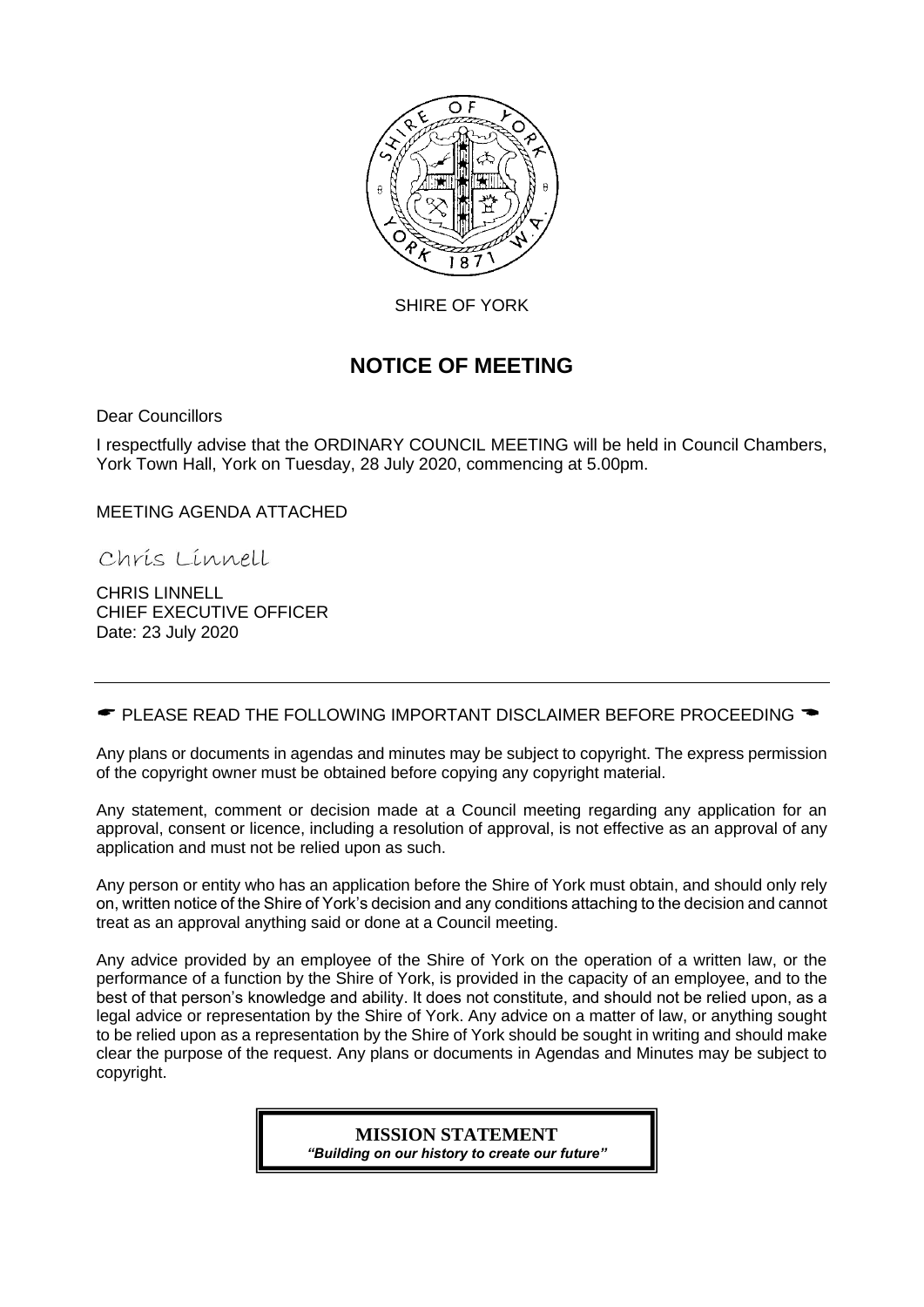SHIRE OF YORK

# NOTICE OF MEETING

Dear Councillors

I respectfully advise that the ORDINARY COUNCIL MEETING will be held in Council Chambers, York Town Hall, York on Tuesday, 28 July 2020, commencing at 5.00pm.

MEETING AGENDA ATTACHED

*Chris Linnell*

CHRIS LINNELL
CHIEF EXECUTIVE OFFICER
Date: 23 July 2020

---

☛ PLEASE READ THE FOLLOWING IMPORTANT DISCLAIMER BEFORE PROCEEDING ☚

Any plans or documents in agendas and minutes may be subject to copyright. The express permission of the copyright owner must be obtained before copying any copyright material.

Any statement, comment or decision made at a Council meeting regarding any application for an approval, consent or licence, including a resolution of approval, is not effective as an approval of any application and must not be relied upon as such.

Any person or entity who has an application before the Shire of York must obtain, and should only rely on, written notice of the Shire of York's decision and any conditions attaching to the decision and cannot treat as an approval anything said or done at a Council meeting.

Any advice provided by an employee of the Shire of York on the operation of a written law, or the performance of a function by the Shire of York, is provided in the capacity of an employee, and to the best of that person's knowledge and ability. It does not constitute, and should not be relied upon, as a legal advice or representation by the Shire of York. Any advice on a matter of law, or anything sought to be relied upon as a representation by the Shire of York should be sought in writing and should make clear the purpose of the request. Any plans or documents in Agendas and Minutes may be subject to copyright.

**MISSION STATEMENT**
***"Building on our history to create our future"***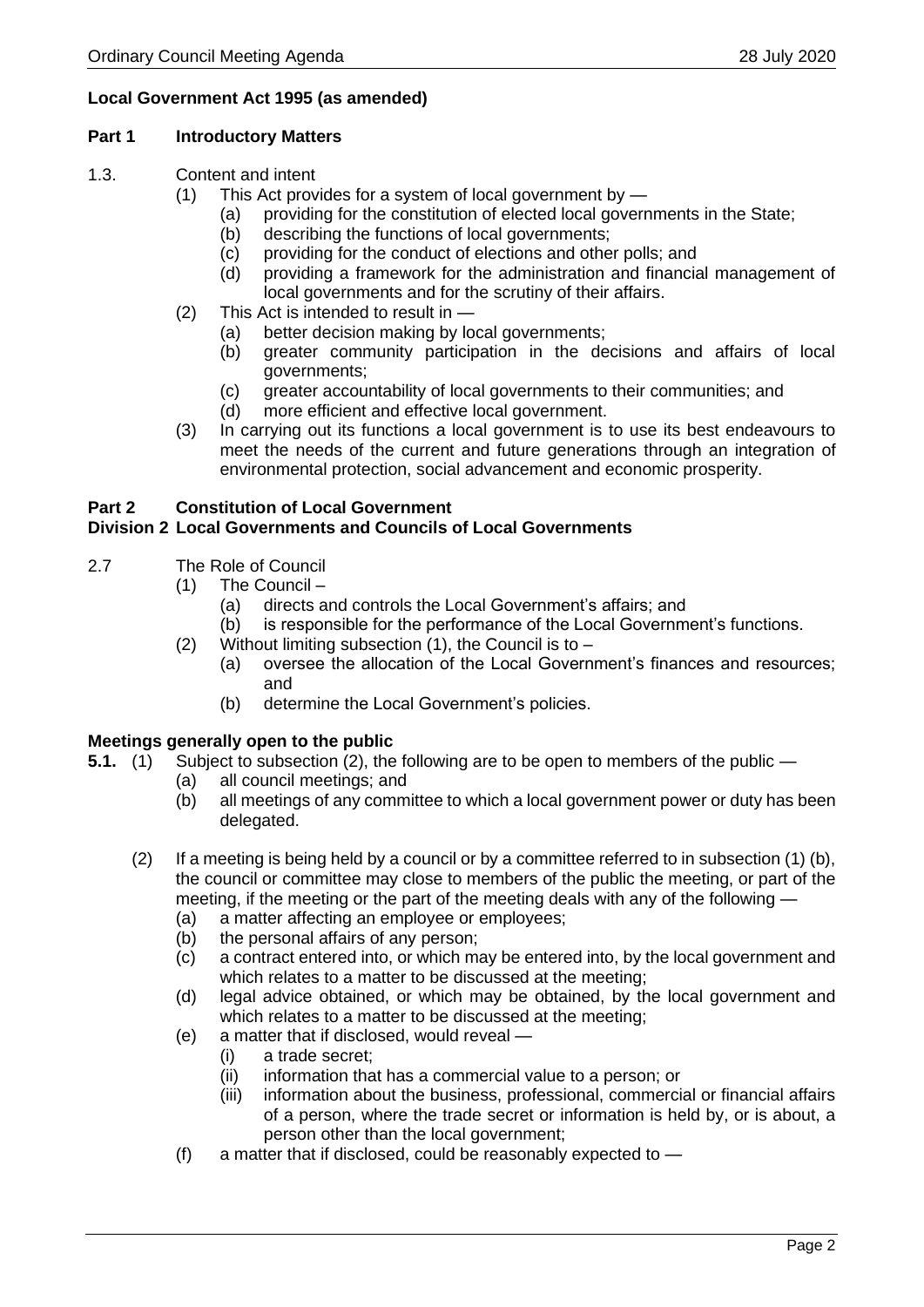**Local Government Act 1995 (as amended)**

**Part 1 Introductory Matters**

1.3. Content and intent

(1) This Act provides for a system of local government by —
   (a) providing for the constitution of elected local governments in the State;
   (b) describing the functions of local governments;
   (c) providing for the conduct of elections and other polls; and
   (d) providing a framework for the administration and financial management of local governments and for the scrutiny of their affairs.

(2) This Act is intended to result in —
   (a) better decision making by local governments;
   (b) greater community participation in the decisions and affairs of local governments;
   (c) greater accountability of local governments to their communities; and
   (d) more efficient and effective local government.

(3) In carrying out its functions a local government is to use its best endeavours to meet the needs of the current and future generations through an integration of environmental protection, social advancement and economic prosperity.

**Part 2 Constitution of Local Government**
**Division 2 Local Governments and Councils of Local Governments**

2.7 The Role of Council

(1) The Council –
   (a) directs and controls the Local Government's affairs; and
   (b) is responsible for the performance of the Local Government's functions.

(2) Without limiting subsection (1), the Council is to –
   (a) oversee the allocation of the Local Government's finances and resources; and
   (b) determine the Local Government's policies.

**Meetings generally open to the public**

**5.1.** (1) Subject to subsection (2), the following are to be open to members of the public —
   (a) all council meetings; and
   (b) all meetings of any committee to which a local government power or duty has been delegated.

(2) If a meeting is being held by a council or by a committee referred to in subsection (1) (b), the council or committee may close to members of the public the meeting, or part of the meeting, if the meeting or the part of the meeting deals with any of the following —
   (a) a matter affecting an employee or employees;
   (b) the personal affairs of any person;
   (c) a contract entered into, or which may be entered into, by the local government and which relates to a matter to be discussed at the meeting;
   (d) legal advice obtained, or which may be obtained, by the local government and which relates to a matter to be discussed at the meeting;
   (e) a matter that if disclosed, would reveal —
      (i) a trade secret;
      (ii) information that has a commercial value to a person; or
      (iii) information about the business, professional, commercial or financial affairs of a person, where the trade secret or information is held by, or is about, a person other than the local government;
   (f) a matter that if disclosed, could be reasonably expected to —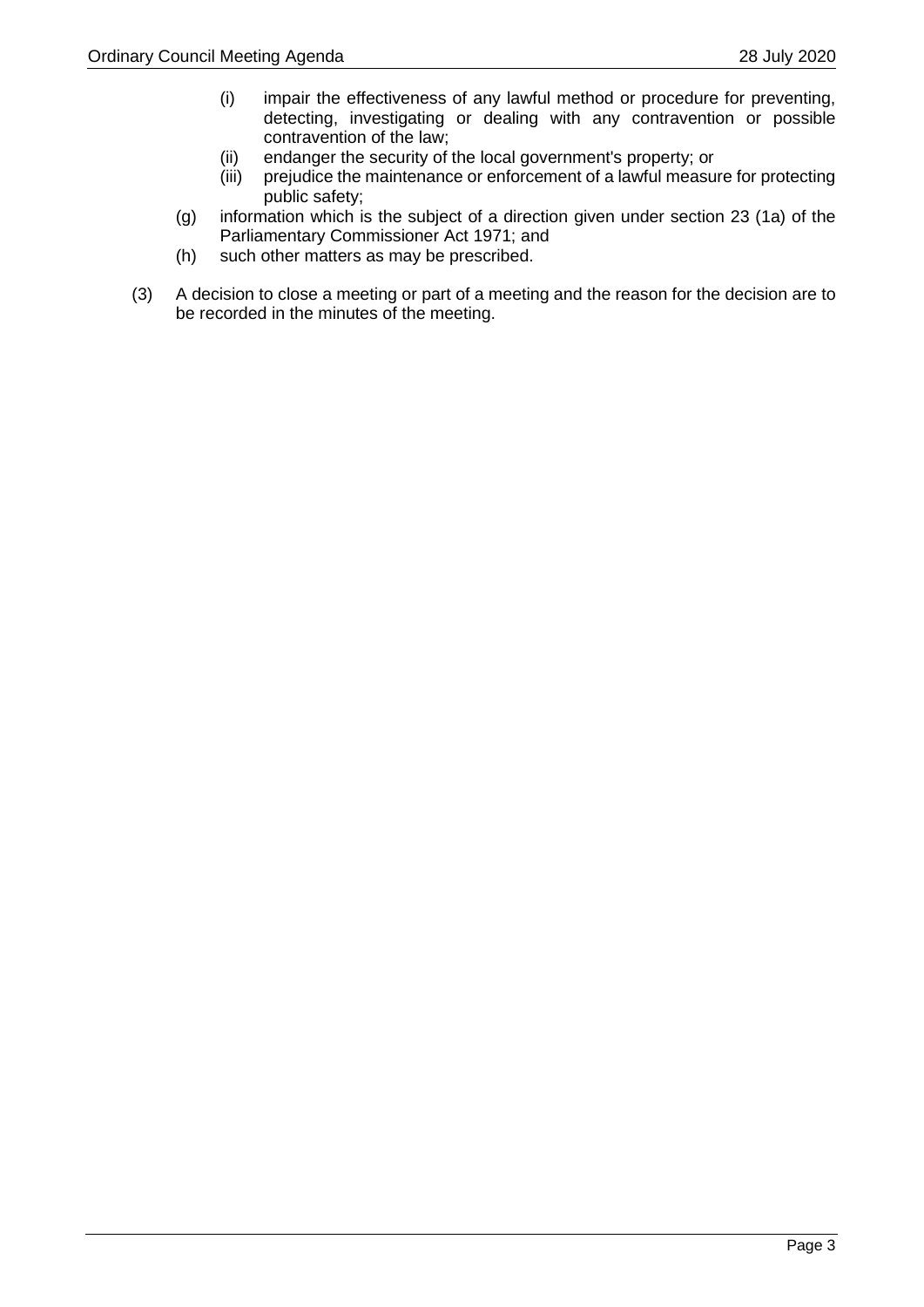(i) impair the effectiveness of any lawful method or procedure for preventing, detecting, investigating or dealing with any contravention or possible contravention of the law;

(ii) endanger the security of the local government's property; or

(iii) prejudice the maintenance or enforcement of a lawful measure for protecting public safety;

(g) information which is the subject of a direction given under section 23 (1a) of the Parliamentary Commissioner Act 1971; and

(h) such other matters as may be prescribed.

(3) A decision to close a meeting or part of a meeting and the reason for the decision are to be recorded in the minutes of the meeting.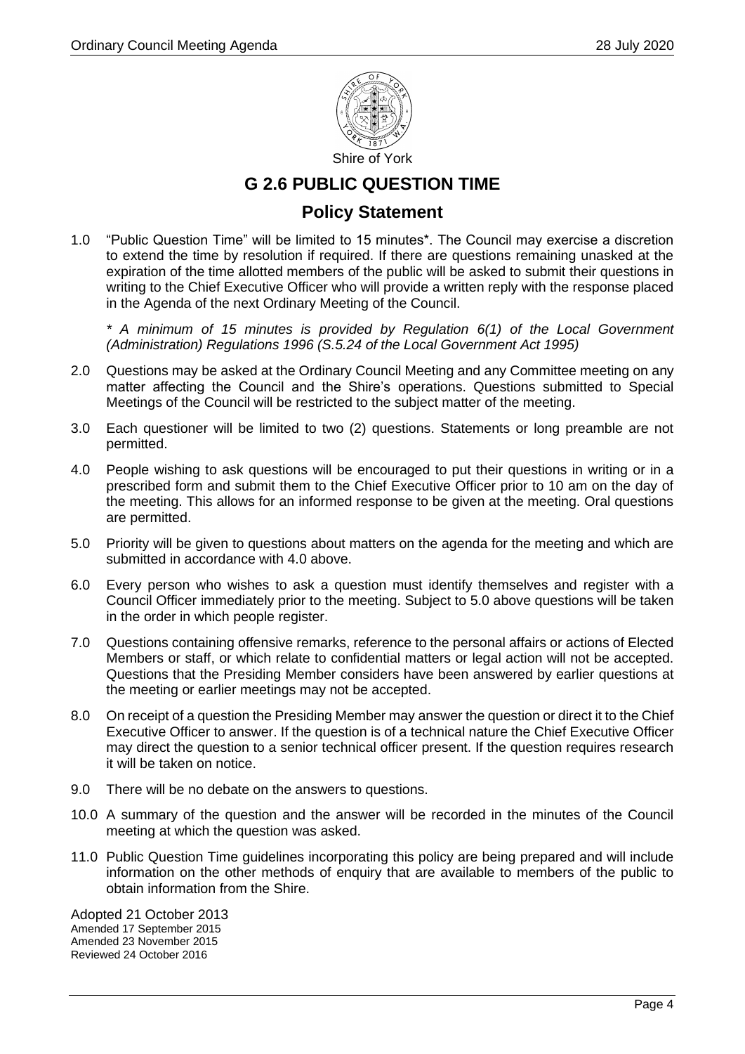Shire of York

# G 2.6 PUBLIC QUESTION TIME

## Policy Statement

1.0 "Public Question Time" will be limited to 15 minutes*. The Council may exercise a discretion to extend the time by resolution if required. If there are questions remaining unasked at the expiration of the time allotted members of the public will be asked to submit their questions in writing to the Chief Executive Officer who will provide a written reply with the response placed in the Agenda of the next Ordinary Meeting of the Council.

*\* A minimum of 15 minutes is provided by Regulation 6(1) of the Local Government (Administration) Regulations 1996 (S.5.24 of the Local Government Act 1995)*

2.0 Questions may be asked at the Ordinary Council Meeting and any Committee meeting on any matter affecting the Council and the Shire's operations. Questions submitted to Special Meetings of the Council will be restricted to the subject matter of the meeting.

3.0 Each questioner will be limited to two (2) questions. Statements or long preamble are not permitted.

4.0 People wishing to ask questions will be encouraged to put their questions in writing or in a prescribed form and submit them to the Chief Executive Officer prior to 10 am on the day of the meeting. This allows for an informed response to be given at the meeting. Oral questions are permitted.

5.0 Priority will be given to questions about matters on the agenda for the meeting and which are submitted in accordance with 4.0 above.

6.0 Every person who wishes to ask a question must identify themselves and register with a Council Officer immediately prior to the meeting. Subject to 5.0 above questions will be taken in the order in which people register.

7.0 Questions containing offensive remarks, reference to the personal affairs or actions of Elected Members or staff, or which relate to confidential matters or legal action will not be accepted. Questions that the Presiding Member considers have been answered by earlier questions at the meeting or earlier meetings may not be accepted.

8.0 On receipt of a question the Presiding Member may answer the question or direct it to the Chief Executive Officer to answer. If the question is of a technical nature the Chief Executive Officer may direct the question to a senior technical officer present. If the question requires research it will be taken on notice.

9.0 There will be no debate on the answers to questions.

10.0 A summary of the question and the answer will be recorded in the minutes of the Council meeting at which the question was asked.

11.0 Public Question Time guidelines incorporating this policy are being prepared and will include information on the other methods of enquiry that are available to members of the public to obtain information from the Shire.

Adopted 21 October 2013
Amended 17 September 2015
Amended 23 November 2015
Reviewed 24 October 2016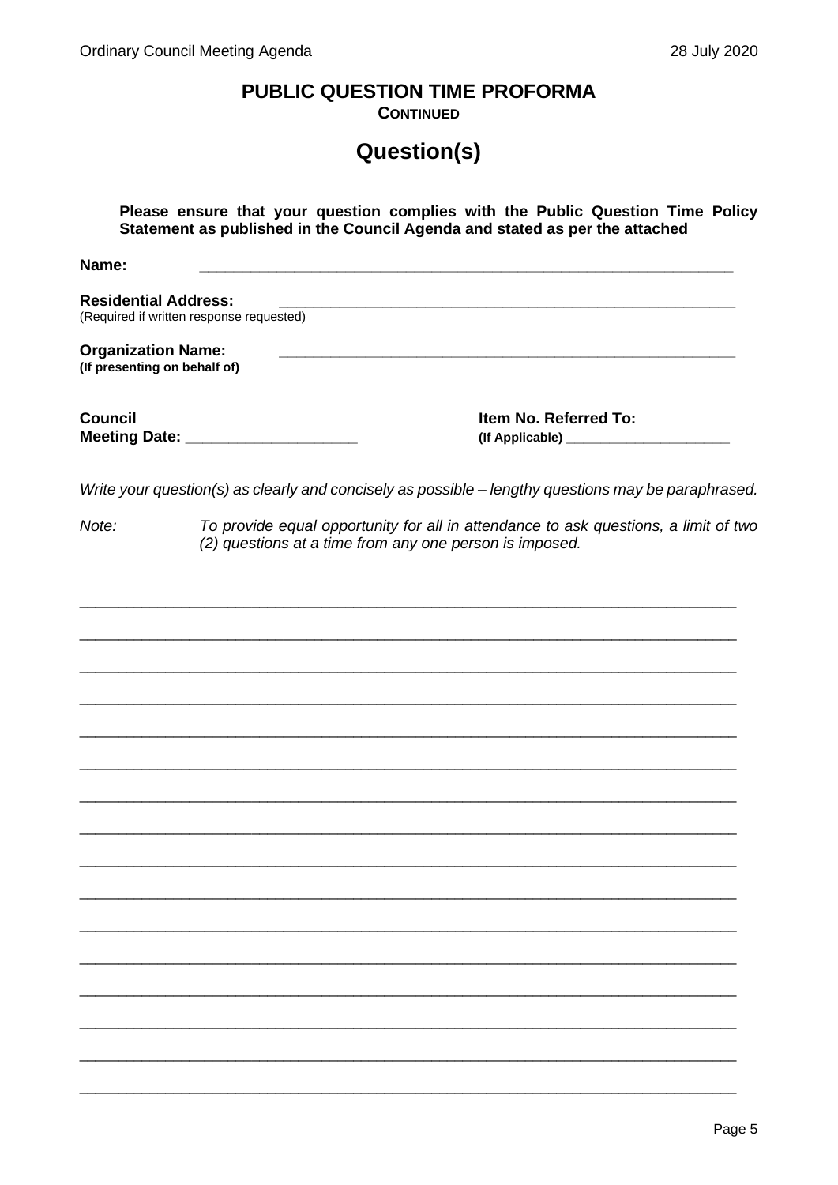## PUBLIC QUESTION TIME PROFORMA

**CONTINUED**

# Question(s)

**Please ensure that your question complies with the Public Question Time Policy Statement as published in the Council Agenda and stated as per the attached**

**Name:** ____________________________________________________________

**Residential Address:** ____________________________________________________
(Required if written response requested)

**Organization Name:** ____________________________________________________
**(If presenting on behalf of)**

**Council Meeting Date:** ____________________ **Item No. Referred To: (If Applicable)** ____________________

*Write your question(s) as clearly and concisely as possible – lengthy questions may be paraphrased.*

*Note:* *To provide equal opportunity for all in attendance to ask questions, a limit of two (2) questions at a time from any one person is imposed.*

______________________________________________________________________________

______________________________________________________________________________

______________________________________________________________________________

______________________________________________________________________________

______________________________________________________________________________

______________________________________________________________________________

______________________________________________________________________________

______________________________________________________________________________

______________________________________________________________________________

______________________________________________________________________________

______________________________________________________________________________

______________________________________________________________________________

______________________________________________________________________________

______________________________________________________________________________

______________________________________________________________________________

______________________________________________________________________________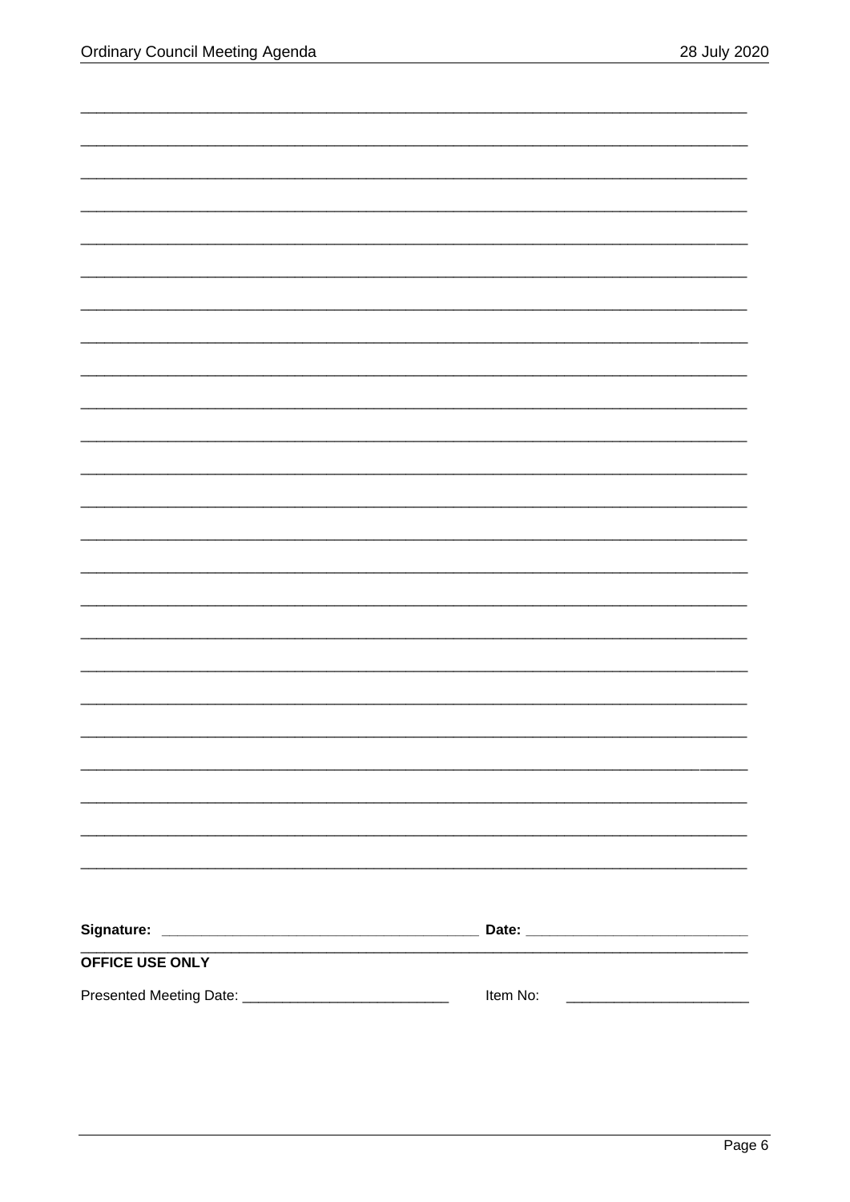Signature: ________________________________________ Date: ____________________________

**OFFICE USE ONLY**

Presented Meeting Date: __________________________ Item No: ______________________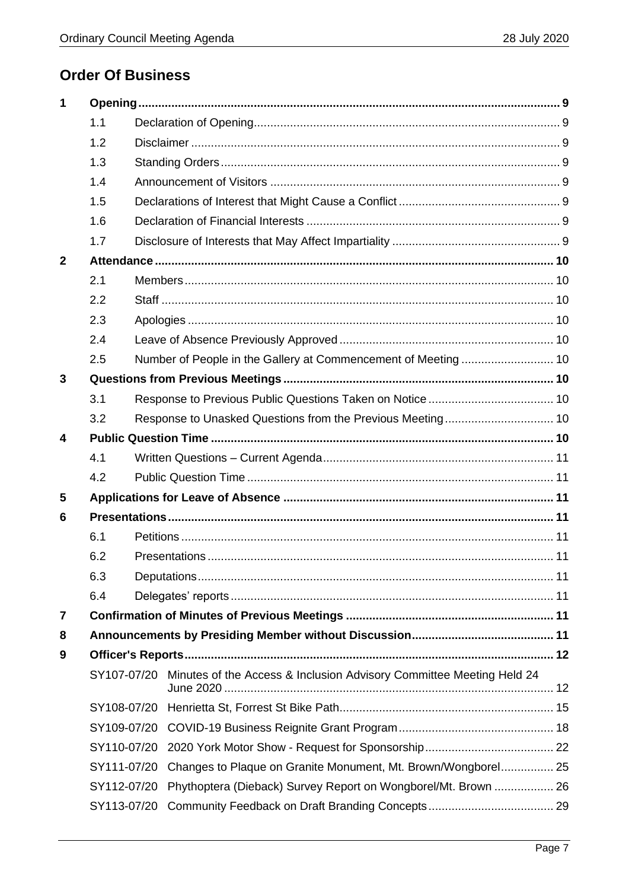## Order Of Business

| | | | |
|---|---|---|---|
| **1** | **Opening** | | **9** |
| | 1.1 | Declaration of Opening | 9 |
| | 1.2 | Disclaimer | 9 |
| | 1.3 | Standing Orders | 9 |
| | 1.4 | Announcement of Visitors | 9 |
| | 1.5 | Declarations of Interest that Might Cause a Conflict | 9 |
| | 1.6 | Declaration of Financial Interests | 9 |
| | 1.7 | Disclosure of Interests that May Affect Impartiality | 9 |
| **2** | **Attendance** | | **10** |
| | 2.1 | Members | 10 |
| | 2.2 | Staff | 10 |
| | 2.3 | Apologies | 10 |
| | 2.4 | Leave of Absence Previously Approved | 10 |
| | 2.5 | Number of People in the Gallery at Commencement of Meeting | 10 |
| **3** | **Questions from Previous Meetings** | | **10** |
| | 3.1 | Response to Previous Public Questions Taken on Notice | 10 |
| | 3.2 | Response to Unasked Questions from the Previous Meeting | 10 |
| **4** | **Public Question Time** | | **10** |
| | 4.1 | Written Questions – Current Agenda | 11 |
| | 4.2 | Public Question Time | 11 |
| **5** | **Applications for Leave of Absence** | | **11** |
| **6** | **Presentations** | | **11** |
| | 6.1 | Petitions | 11 |
| | 6.2 | Presentations | 11 |
| | 6.3 | Deputations | 11 |
| | 6.4 | Delegates' reports | 11 |
| **7** | **Confirmation of Minutes of Previous Meetings** | | **11** |
| **8** | **Announcements by Presiding Member without Discussion** | | **11** |
| **9** | **Officer's Reports** | | **12** |
| | SY107-07/20 | Minutes of the Access & Inclusion Advisory Committee Meeting Held 24 June 2020 | 12 |
| | SY108-07/20 | Henrietta St, Forrest St Bike Path | 15 |
| | SY109-07/20 | COVID-19 Business Reignite Grant Program | 18 |
| | SY110-07/20 | 2020 York Motor Show - Request for Sponsorship | 22 |
| | SY111-07/20 | Changes to Plaque on Granite Monument, Mt. Brown/Wongborel | 25 |
| | SY112-07/20 | Phythoptera (Dieback) Survey Report on Wongborel/Mt. Brown | 26 |
| | SY113-07/20 | Community Feedback on Draft Branding Concepts | 29 |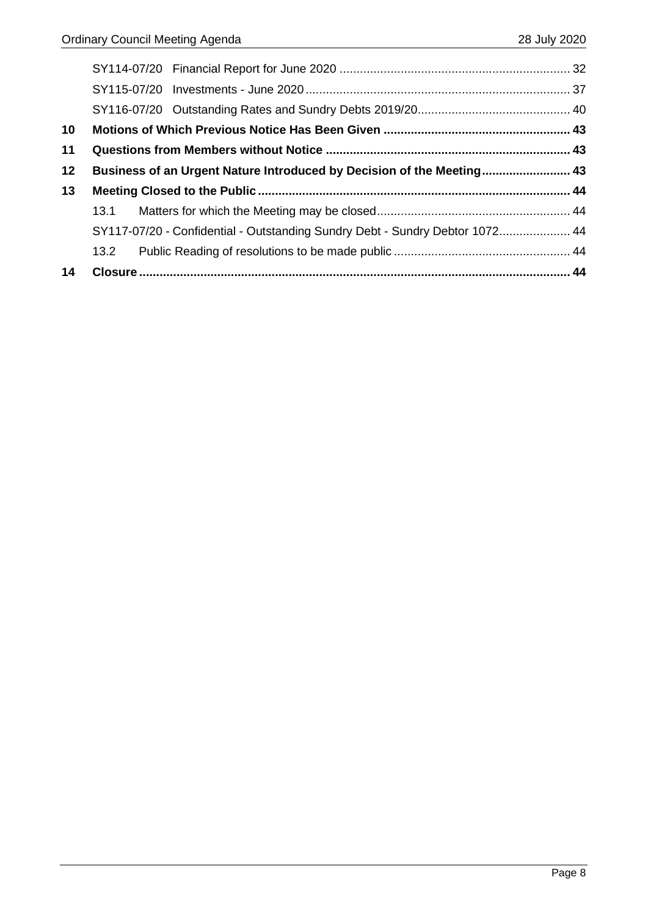SY114-07/20 Financial Report for June 2020 .......... 32

SY115-07/20 Investments - June 2020 .......... 37

SY116-07/20 Outstanding Rates and Sundry Debts 2019/20 .......... 40

**10 Motions of Which Previous Notice Has Been Given .......... 43**

**11 Questions from Members without Notice .......... 43**

**12 Business of an Urgent Nature Introduced by Decision of the Meeting .......... 43**

**13 Meeting Closed to the Public .......... 44**

13.1 Matters for which the Meeting may be closed .......... 44

SY117-07/20 - Confidential - Outstanding Sundry Debt - Sundry Debtor 1072 .......... 44

13.2 Public Reading of resolutions to be made public .......... 44

**14 Closure .......... 44**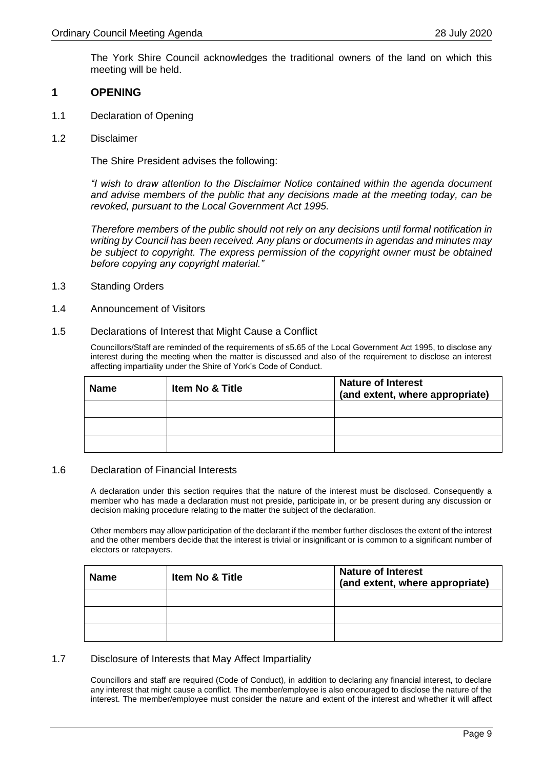The York Shire Council acknowledges the traditional owners of the land on which this meeting will be held.

# 1 OPENING

1.1 Declaration of Opening

1.2 Disclaimer

The Shire President advises the following:

*"I wish to draw attention to the Disclaimer Notice contained within the agenda document and advise members of the public that any decisions made at the meeting today, can be revoked, pursuant to the Local Government Act 1995.*

*Therefore members of the public should not rely on any decisions until formal notification in writing by Council has been received. Any plans or documents in agendas and minutes may be subject to copyright. The express permission of the copyright owner must be obtained before copying any copyright material."*

1.3 Standing Orders

1.4 Announcement of Visitors

1.5 Declarations of Interest that Might Cause a Conflict

Councillors/Staff are reminded of the requirements of s5.65 of the Local Government Act 1995, to disclose any interest during the meeting when the matter is discussed and also of the requirement to disclose an interest affecting impartiality under the Shire of York's Code of Conduct.

| Name | Item No & Title | Nature of Interest (and extent, where appropriate) |
|---|---|---|
| | | |
| | | |
| | | |

1.6 Declaration of Financial Interests

A declaration under this section requires that the nature of the interest must be disclosed. Consequently a member who has made a declaration must not preside, participate in, or be present during any discussion or decision making procedure relating to the matter the subject of the declaration.

Other members may allow participation of the declarant if the member further discloses the extent of the interest and the other members decide that the interest is trivial or insignificant or is common to a significant number of electors or ratepayers.

| Name | Item No & Title | Nature of Interest (and extent, where appropriate) |
|---|---|---|
| | | |
| | | |
| | | |

1.7 Disclosure of Interests that May Affect Impartiality

Councillors and staff are required (Code of Conduct), in addition to declaring any financial interest, to declare any interest that might cause a conflict. The member/employee is also encouraged to disclose the nature of the interest. The member/employee must consider the nature and extent of the interest and whether it will affect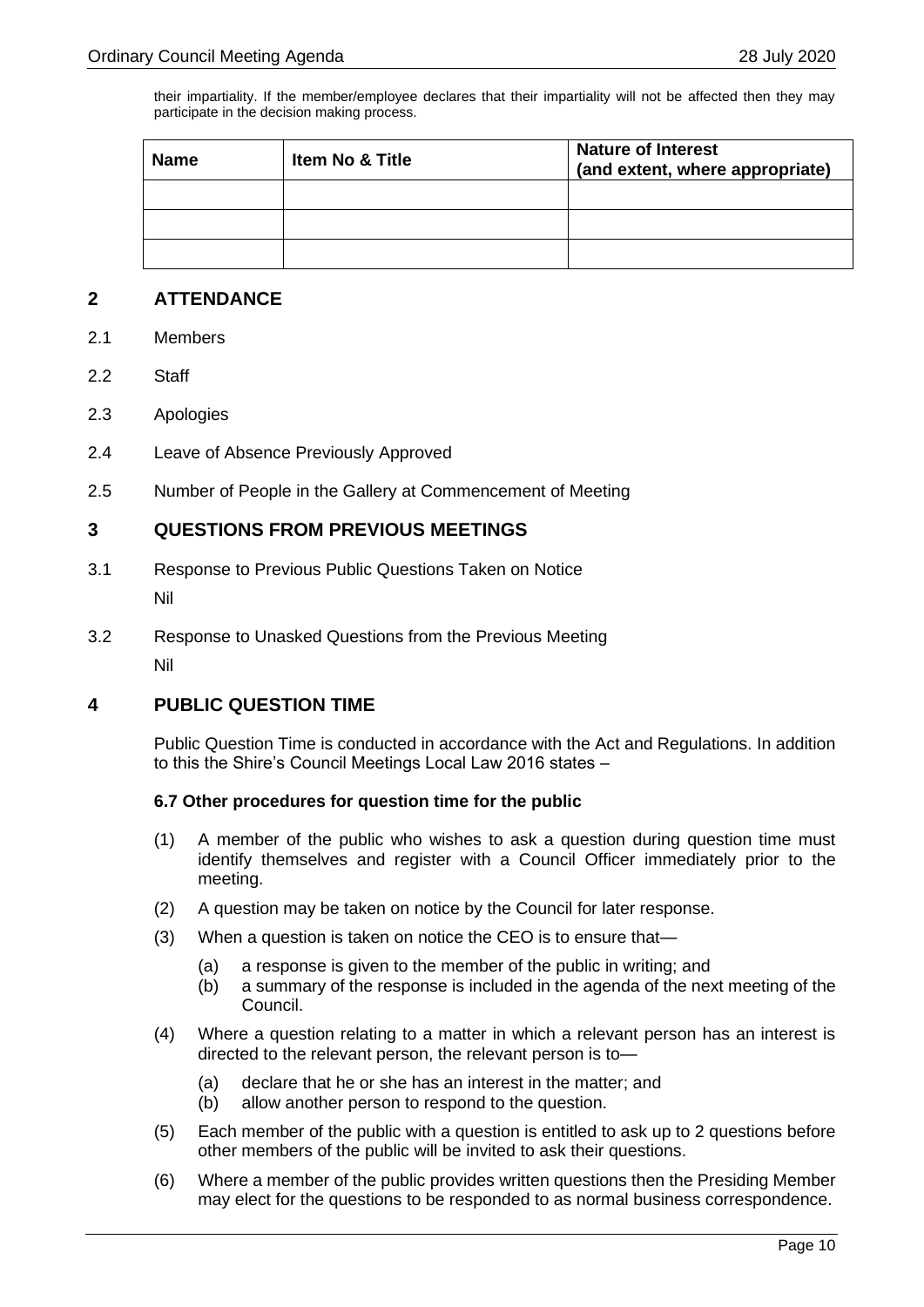their impartiality. If the member/employee declares that their impartiality will not be affected then they may participate in the decision making process.

| Name | Item No & Title | Nature of Interest (and extent, where appropriate) |
|---|---|---|
| | | |
| | | |
| | | |

## 2 ATTENDANCE

2.1 Members

2.2 Staff

2.3 Apologies

2.4 Leave of Absence Previously Approved

2.5 Number of People in the Gallery at Commencement of Meeting

## 3 QUESTIONS FROM PREVIOUS MEETINGS

3.1 Response to Previous Public Questions Taken on Notice

Nil

3.2 Response to Unasked Questions from the Previous Meeting

Nil

## 4 PUBLIC QUESTION TIME

Public Question Time is conducted in accordance with the Act and Regulations. In addition to this the Shire's Council Meetings Local Law 2016 states –

**6.7 Other procedures for question time for the public**

(1) A member of the public who wishes to ask a question during question time must identify themselves and register with a Council Officer immediately prior to the meeting.

(2) A question may be taken on notice by the Council for later response.

(3) When a question is taken on notice the CEO is to ensure that—

   (a) a response is given to the member of the public in writing; and
   (b) a summary of the response is included in the agenda of the next meeting of the Council.

(4) Where a question relating to a matter in which a relevant person has an interest is directed to the relevant person, the relevant person is to—

   (a) declare that he or she has an interest in the matter; and
   (b) allow another person to respond to the question.

(5) Each member of the public with a question is entitled to ask up to 2 questions before other members of the public will be invited to ask their questions.

(6) Where a member of the public provides written questions then the Presiding Member may elect for the questions to be responded to as normal business correspondence.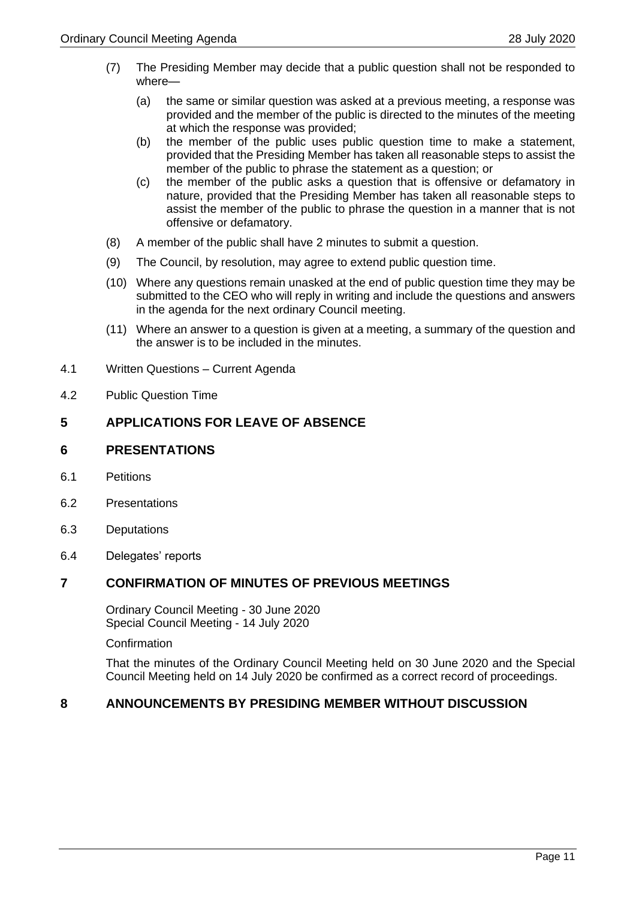(7) The Presiding Member may decide that a public question shall not be responded to where—

   (a) the same or similar question was asked at a previous meeting, a response was provided and the member of the public is directed to the minutes of the meeting at which the response was provided;
   
   (b) the member of the public uses public question time to make a statement, provided that the Presiding Member has taken all reasonable steps to assist the member of the public to phrase the statement as a question; or
   
   (c) the member of the public asks a question that is offensive or defamatory in nature, provided that the Presiding Member has taken all reasonable steps to assist the member of the public to phrase the question in a manner that is not offensive or defamatory.

(8) A member of the public shall have 2 minutes to submit a question.

(9) The Council, by resolution, may agree to extend public question time.

(10) Where any questions remain unasked at the end of public question time they may be submitted to the CEO who will reply in writing and include the questions and answers in the agenda for the next ordinary Council meeting.

(11) Where an answer to a question is given at a meeting, a summary of the question and the answer is to be included in the minutes.

4.1 Written Questions – Current Agenda

4.2 Public Question Time

## 5 APPLICATIONS FOR LEAVE OF ABSENCE

## 6 PRESENTATIONS

6.1 Petitions

6.2 Presentations

6.3 Deputations

6.4 Delegates' reports

## 7 CONFIRMATION OF MINUTES OF PREVIOUS MEETINGS

Ordinary Council Meeting - 30 June 2020
Special Council Meeting - 14 July 2020

Confirmation

That the minutes of the Ordinary Council Meeting held on 30 June 2020 and the Special Council Meeting held on 14 July 2020 be confirmed as a correct record of proceedings.

## 8 ANNOUNCEMENTS BY PRESIDING MEMBER WITHOUT DISCUSSION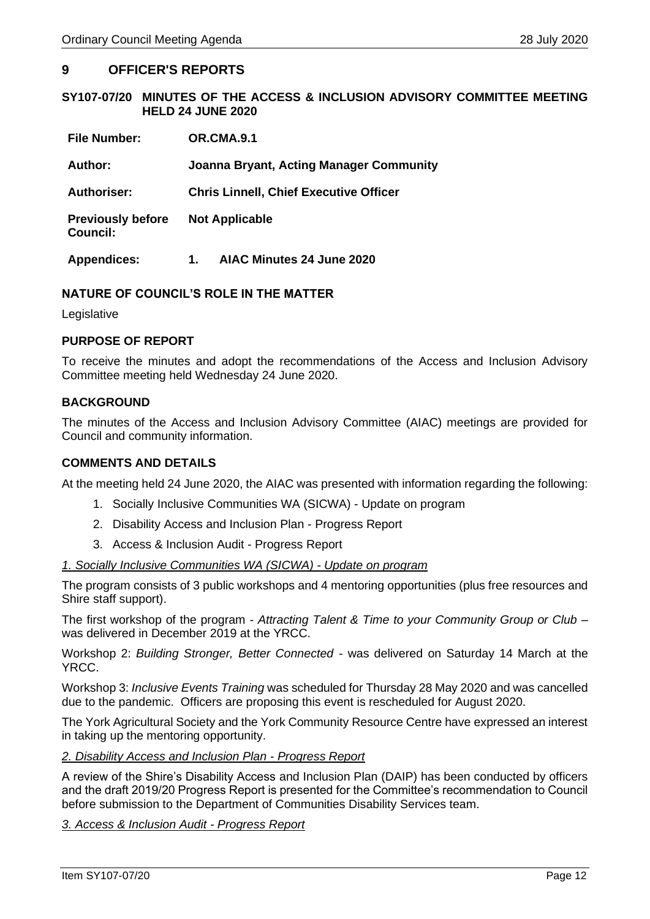## 9 OFFICER'S REPORTS

### SY107-07/20 MINUTES OF THE ACCESS & INCLUSION ADVISORY COMMITTEE MEETING HELD 24 JUNE 2020

| | |
|---|---|
| **File Number:** | **OR.CMA.9.1** |
| **Author:** | **Joanna Bryant, Acting Manager Community** |
| **Authoriser:** | **Chris Linnell, Chief Executive Officer** |
| **Previously before Council:** | **Not Applicable** |
| **Appendices:** | **1. AIAC Minutes 24 June 2020** |

**NATURE OF COUNCIL'S ROLE IN THE MATTER**

Legislative

**PURPOSE OF REPORT**

To receive the minutes and adopt the recommendations of the Access and Inclusion Advisory Committee meeting held Wednesday 24 June 2020.

**BACKGROUND**

The minutes of the Access and Inclusion Advisory Committee (AIAC) meetings are provided for Council and community information.

**COMMENTS AND DETAILS**

At the meeting held 24 June 2020, the AIAC was presented with information regarding the following:

1. Socially Inclusive Communities WA (SICWA) - Update on program
2. Disability Access and Inclusion Plan - Progress Report
3. Access & Inclusion Audit - Progress Report

*1. Socially Inclusive Communities WA (SICWA) - Update on program*

The program consists of 3 public workshops and 4 mentoring opportunities (plus free resources and Shire staff support).

The first workshop of the program - *Attracting Talent & Time to your Community Group or Club* – was delivered in December 2019 at the YRCC.

Workshop 2: *Building Stronger, Better Connected* - was delivered on Saturday 14 March at the YRCC.

Workshop 3: *Inclusive Events Training* was scheduled for Thursday 28 May 2020 and was cancelled due to the pandemic. Officers are proposing this event is rescheduled for August 2020.

The York Agricultural Society and the York Community Resource Centre have expressed an interest in taking up the mentoring opportunity.

*2. Disability Access and Inclusion Plan - Progress Report*

A review of the Shire's Disability Access and Inclusion Plan (DAIP) has been conducted by officers and the draft 2019/20 Progress Report is presented for the Committee's recommendation to Council before submission to the Department of Communities Disability Services team.

*3. Access & Inclusion Audit - Progress Report*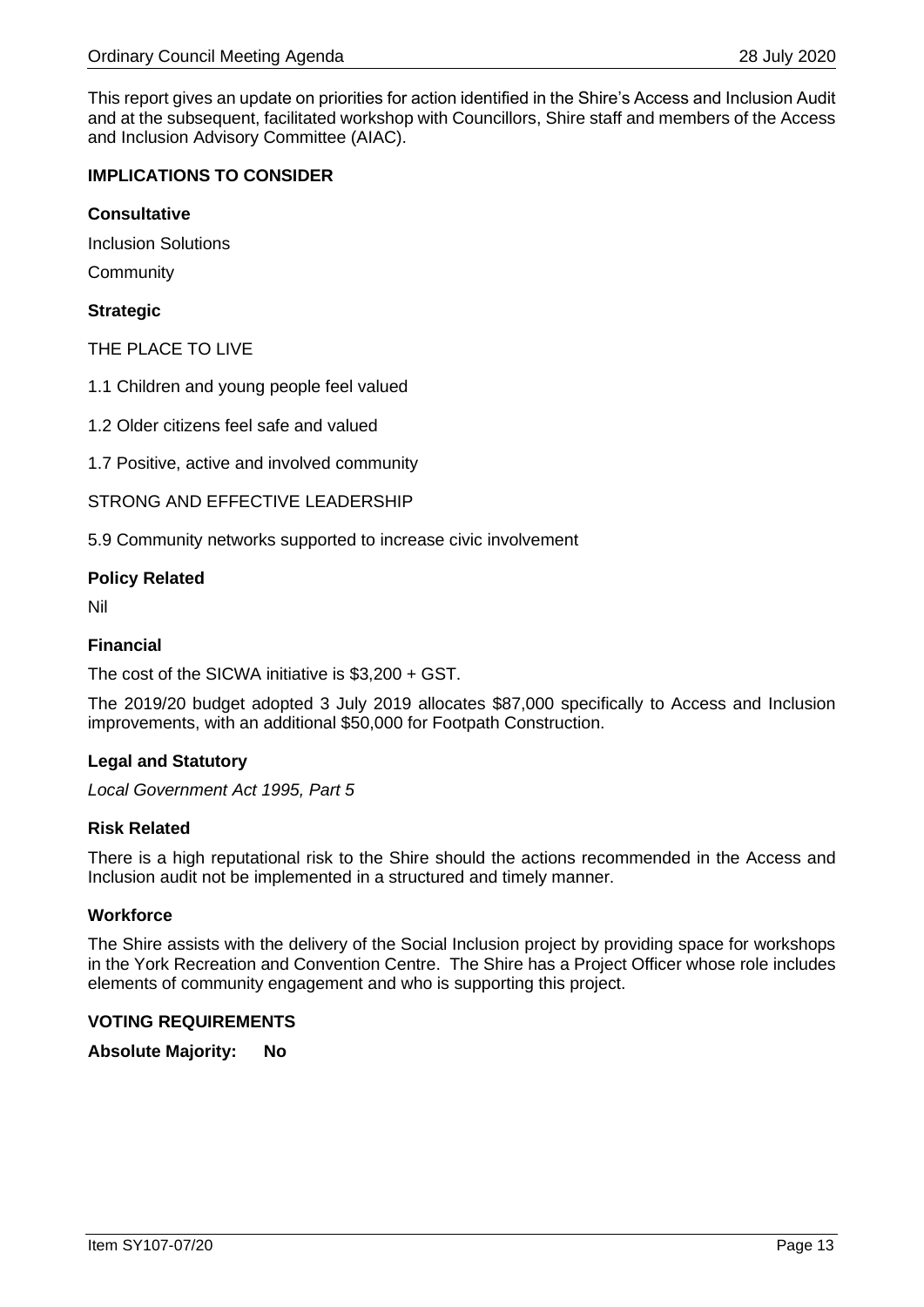This report gives an update on priorities for action identified in the Shire's Access and Inclusion Audit and at the subsequent, facilitated workshop with Councillors, Shire staff and members of the Access and Inclusion Advisory Committee (AIAC).

## IMPLICATIONS TO CONSIDER

### Consultative

Inclusion Solutions

Community

### Strategic

THE PLACE TO LIVE

1.1 Children and young people feel valued

1.2 Older citizens feel safe and valued

1.7 Positive, active and involved community

STRONG AND EFFECTIVE LEADERSHIP

5.9 Community networks supported to increase civic involvement

### Policy Related

Nil

### Financial

The cost of the SICWA initiative is $3,200 + GST.

The 2019/20 budget adopted 3 July 2019 allocates $87,000 specifically to Access and Inclusion improvements, with an additional $50,000 for Footpath Construction.

### Legal and Statutory

*Local Government Act 1995, Part 5*

### Risk Related

There is a high reputational risk to the Shire should the actions recommended in the Access and Inclusion audit not be implemented in a structured and timely manner.

### Workforce

The Shire assists with the delivery of the Social Inclusion project by providing space for workshops in the York Recreation and Convention Centre. The Shire has a Project Officer whose role includes elements of community engagement and who is supporting this project.

## VOTING REQUIREMENTS

**Absolute Majority: No**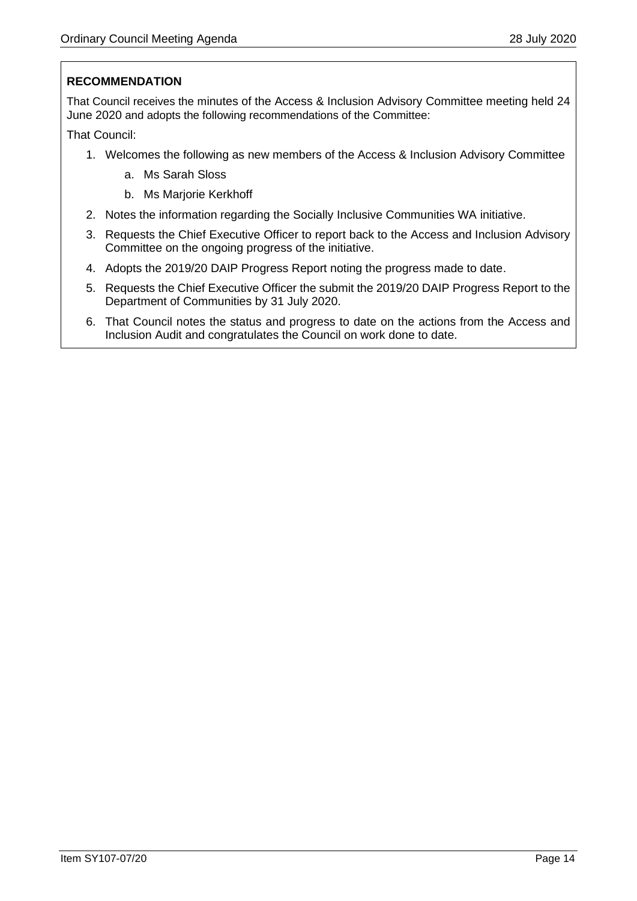**RECOMMENDATION**

That Council receives the minutes of the Access & Inclusion Advisory Committee meeting held 24 June 2020 and adopts the following recommendations of the Committee:

That Council:

1. Welcomes the following as new members of the Access & Inclusion Advisory Committee
   a. Ms Sarah Sloss
   b. Ms Marjorie Kerkhoff
2. Notes the information regarding the Socially Inclusive Communities WA initiative.
3. Requests the Chief Executive Officer to report back to the Access and Inclusion Advisory Committee on the ongoing progress of the initiative.
4. Adopts the 2019/20 DAIP Progress Report noting the progress made to date.
5. Requests the Chief Executive Officer the submit the 2019/20 DAIP Progress Report to the Department of Communities by 31 July 2020.
6. That Council notes the status and progress to date on the actions from the Access and Inclusion Audit and congratulates the Council on work done to date.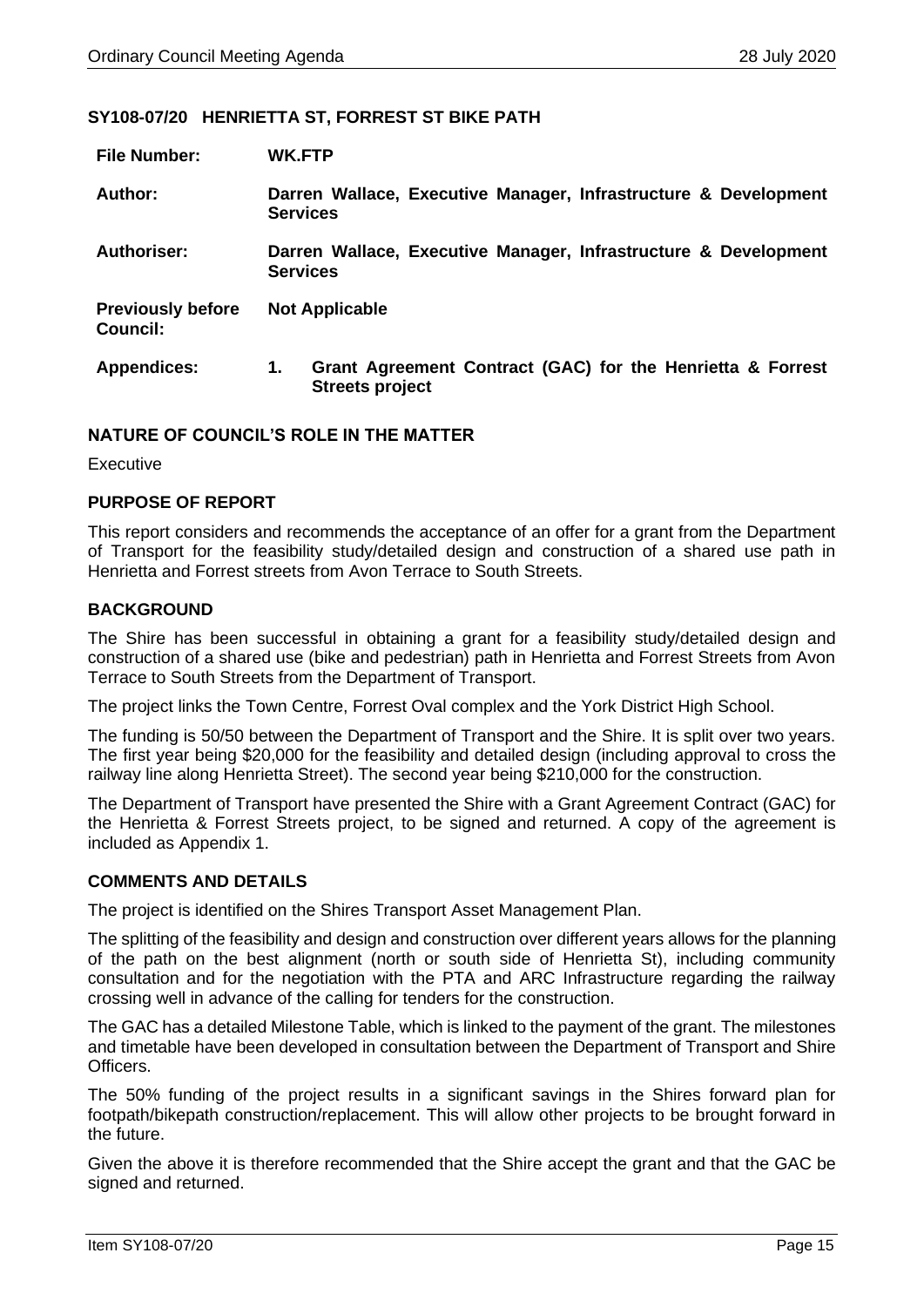### SY108-07/20 HENRIETTA ST, FORREST ST BIKE PATH

| | |
|---|---|
| **File Number:** | **WK.FTP** |
| **Author:** | **Darren Wallace, Executive Manager, Infrastructure & Development Services** |
| **Authoriser:** | **Darren Wallace, Executive Manager, Infrastructure & Development Services** |
| **Previously before Council:** | **Not Applicable** |
| **Appendices:** | **1. Grant Agreement Contract (GAC) for the Henrietta & Forrest Streets project** |

### NATURE OF COUNCIL'S ROLE IN THE MATTER

Executive

### PURPOSE OF REPORT

This report considers and recommends the acceptance of an offer for a grant from the Department of Transport for the feasibility study/detailed design and construction of a shared use path in Henrietta and Forrest streets from Avon Terrace to South Streets.

### BACKGROUND

The Shire has been successful in obtaining a grant for a feasibility study/detailed design and construction of a shared use (bike and pedestrian) path in Henrietta and Forrest Streets from Avon Terrace to South Streets from the Department of Transport.

The project links the Town Centre, Forrest Oval complex and the York District High School.

The funding is 50/50 between the Department of Transport and the Shire. It is split over two years. The first year being $20,000 for the feasibility and detailed design (including approval to cross the railway line along Henrietta Street). The second year being $210,000 for the construction.

The Department of Transport have presented the Shire with a Grant Agreement Contract (GAC) for the Henrietta & Forrest Streets project, to be signed and returned. A copy of the agreement is included as Appendix 1.

### COMMENTS AND DETAILS

The project is identified on the Shires Transport Asset Management Plan.

The splitting of the feasibility and design and construction over different years allows for the planning of the path on the best alignment (north or south side of Henrietta St), including community consultation and for the negotiation with the PTA and ARC Infrastructure regarding the railway crossing well in advance of the calling for tenders for the construction.

The GAC has a detailed Milestone Table, which is linked to the payment of the grant. The milestones and timetable have been developed in consultation between the Department of Transport and Shire Officers.

The 50% funding of the project results in a significant savings in the Shires forward plan for footpath/bikepath construction/replacement. This will allow other projects to be brought forward in the future.

Given the above it is therefore recommended that the Shire accept the grant and that the GAC be signed and returned.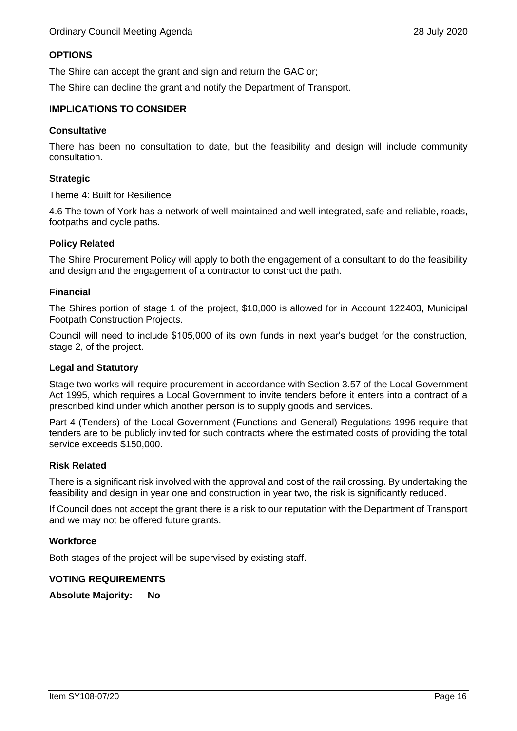**OPTIONS**

The Shire can accept the grant and sign and return the GAC or;

The Shire can decline the grant and notify the Department of Transport.

**IMPLICATIONS TO CONSIDER**

**Consultative**

There has been no consultation to date, but the feasibility and design will include community consultation.

**Strategic**

Theme 4: Built for Resilience

4.6 The town of York has a network of well-maintained and well-integrated, safe and reliable, roads, footpaths and cycle paths.

**Policy Related**

The Shire Procurement Policy will apply to both the engagement of a consultant to do the feasibility and design and the engagement of a contractor to construct the path.

**Financial**

The Shires portion of stage 1 of the project, $10,000 is allowed for in Account 122403, Municipal Footpath Construction Projects.

Council will need to include $105,000 of its own funds in next year's budget for the construction, stage 2, of the project.

**Legal and Statutory**

Stage two works will require procurement in accordance with Section 3.57 of the Local Government Act 1995, which requires a Local Government to invite tenders before it enters into a contract of a prescribed kind under which another person is to supply goods and services.

Part 4 (Tenders) of the Local Government (Functions and General) Regulations 1996 require that tenders are to be publicly invited for such contracts where the estimated costs of providing the total service exceeds $150,000.

**Risk Related**

There is a significant risk involved with the approval and cost of the rail crossing. By undertaking the feasibility and design in year one and construction in year two, the risk is significantly reduced.

If Council does not accept the grant there is a risk to our reputation with the Department of Transport and we may not be offered future grants.

**Workforce**

Both stages of the project will be supervised by existing staff.

**VOTING REQUIREMENTS**

**Absolute Majority: No**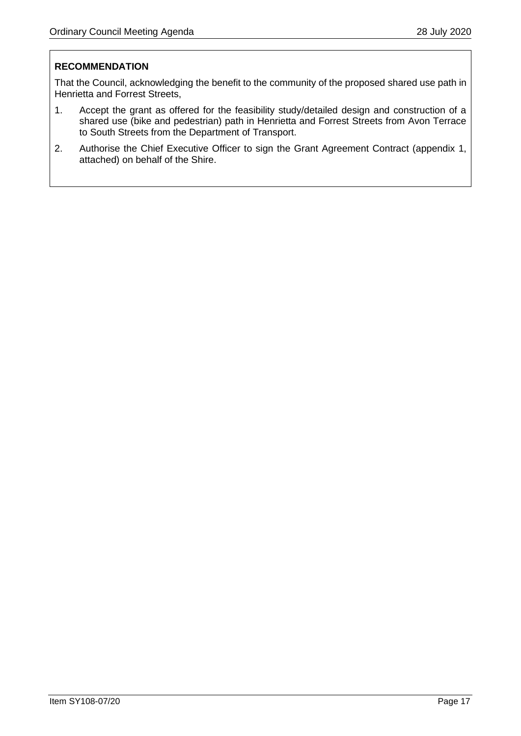**RECOMMENDATION**

That the Council, acknowledging the benefit to the community of the proposed shared use path in Henrietta and Forrest Streets,

1. Accept the grant as offered for the feasibility study/detailed design and construction of a shared use (bike and pedestrian) path in Henrietta and Forrest Streets from Avon Terrace to South Streets from the Department of Transport.
2. Authorise the Chief Executive Officer to sign the Grant Agreement Contract (appendix 1, attached) on behalf of the Shire.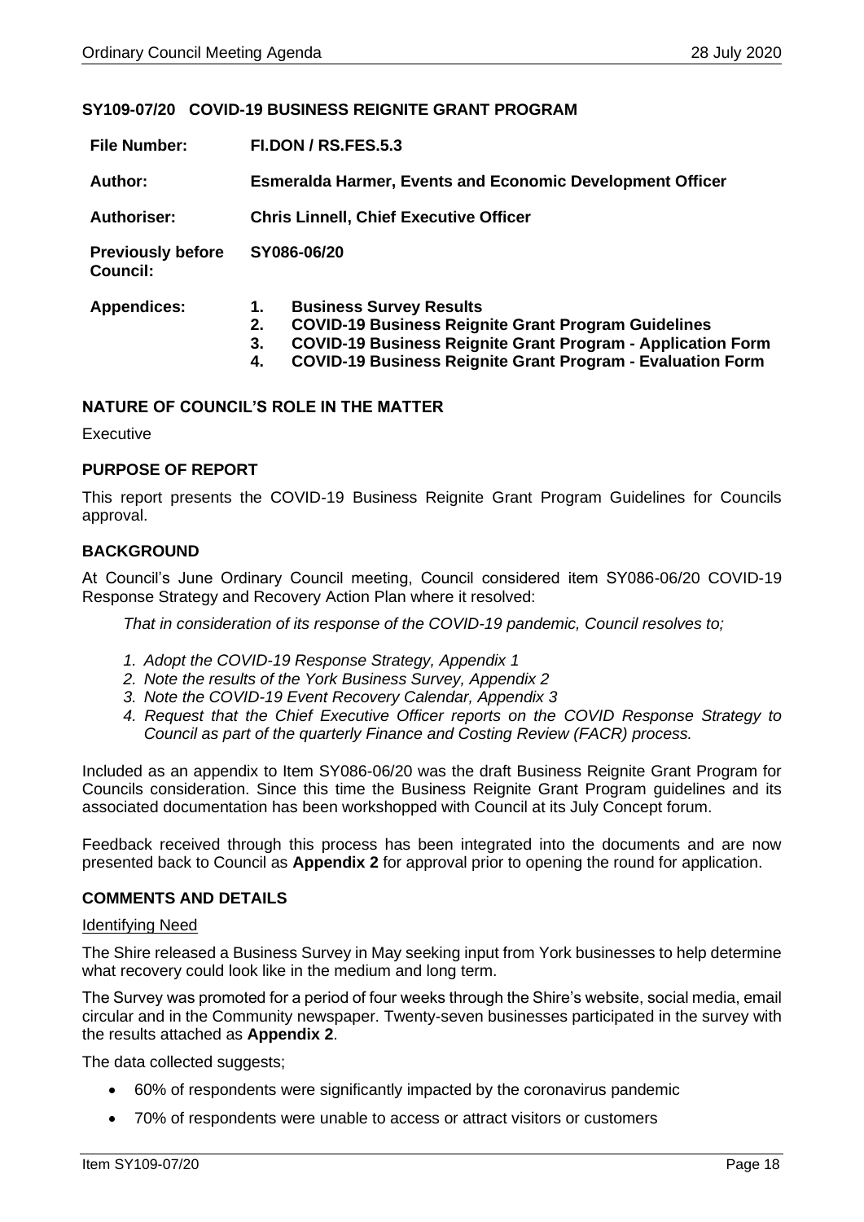### SY109-07/20 COVID-19 BUSINESS REIGNITE GRANT PROGRAM

| | |
|---|---|
| **File Number:** | **FI.DON / RS.FES.5.3** |
| **Author:** | **Esmeralda Harmer, Events and Economic Development Officer** |
| **Authoriser:** | **Chris Linnell, Chief Executive Officer** |
| **Previously before Council:** | **SY086-06/20** |
| **Appendices:** | **1. Business Survey Results**<br>**2. COVID-19 Business Reignite Grant Program Guidelines**<br>**3. COVID-19 Business Reignite Grant Program - Application Form**<br>**4. COVID-19 Business Reignite Grant Program - Evaluation Form** |

### NATURE OF COUNCIL'S ROLE IN THE MATTER

Executive

### PURPOSE OF REPORT

This report presents the COVID-19 Business Reignite Grant Program Guidelines for Councils approval.

### BACKGROUND

At Council's June Ordinary Council meeting, Council considered item SY086-06/20 COVID-19 Response Strategy and Recovery Action Plan where it resolved:

*That in consideration of its response of the COVID-19 pandemic, Council resolves to;*

1. *Adopt the COVID-19 Response Strategy, Appendix 1*
2. *Note the results of the York Business Survey, Appendix 2*
3. *Note the COVID-19 Event Recovery Calendar, Appendix 3*
4. *Request that the Chief Executive Officer reports on the COVID Response Strategy to Council as part of the quarterly Finance and Costing Review (FACR) process.*

Included as an appendix to Item SY086-06/20 was the draft Business Reignite Grant Program for Councils consideration. Since this time the Business Reignite Grant Program guidelines and its associated documentation has been workshopped with Council at its July Concept forum.

Feedback received through this process has been integrated into the documents and are now presented back to Council as **Appendix 2** for approval prior to opening the round for application.

### COMMENTS AND DETAILS

Identifying Need

The Shire released a Business Survey in May seeking input from York businesses to help determine what recovery could look like in the medium and long term.

The Survey was promoted for a period of four weeks through the Shire's website, social media, email circular and in the Community newspaper. Twenty-seven businesses participated in the survey with the results attached as **Appendix 2**.

The data collected suggests;

- 60% of respondents were significantly impacted by the coronavirus pandemic
- 70% of respondents were unable to access or attract visitors or customers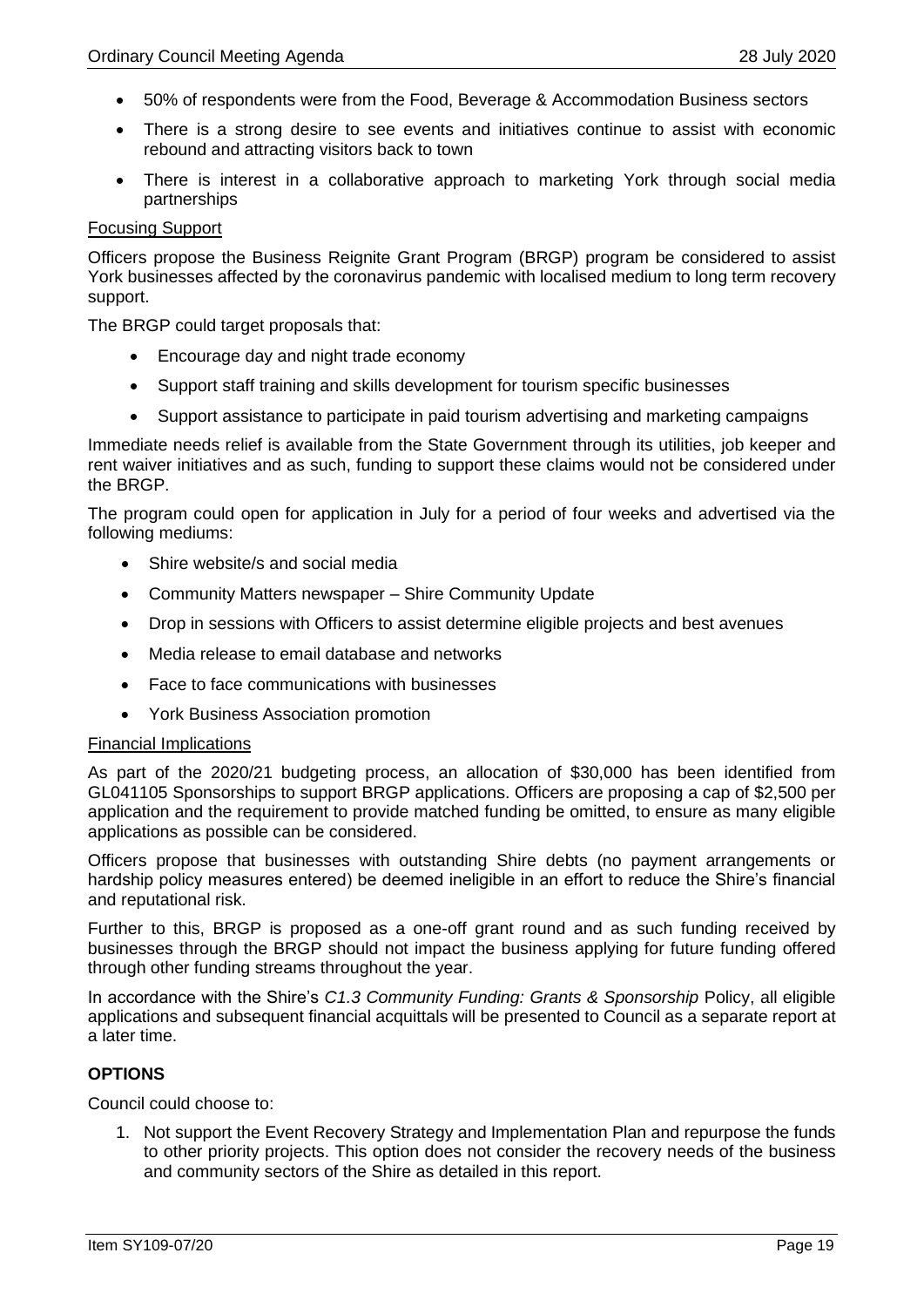- 50% of respondents were from the Food, Beverage & Accommodation Business sectors
- There is a strong desire to see events and initiatives continue to assist with economic rebound and attracting visitors back to town
- There is interest in a collaborative approach to marketing York through social media partnerships

Focusing Support

Officers propose the Business Reignite Grant Program (BRGP) program be considered to assist York businesses affected by the coronavirus pandemic with localised medium to long term recovery support.

The BRGP could target proposals that:

- Encourage day and night trade economy
- Support staff training and skills development for tourism specific businesses
- Support assistance to participate in paid tourism advertising and marketing campaigns

Immediate needs relief is available from the State Government through its utilities, job keeper and rent waiver initiatives and as such, funding to support these claims would not be considered under the BRGP.

The program could open for application in July for a period of four weeks and advertised via the following mediums:

- Shire website/s and social media
- Community Matters newspaper – Shire Community Update
- Drop in sessions with Officers to assist determine eligible projects and best avenues
- Media release to email database and networks
- Face to face communications with businesses
- York Business Association promotion

Financial Implications

As part of the 2020/21 budgeting process, an allocation of $30,000 has been identified from GL041105 Sponsorships to support BRGP applications. Officers are proposing a cap of $2,500 per application and the requirement to provide matched funding be omitted, to ensure as many eligible applications as possible can be considered.

Officers propose that businesses with outstanding Shire debts (no payment arrangements or hardship policy measures entered) be deemed ineligible in an effort to reduce the Shire's financial and reputational risk.

Further to this, BRGP is proposed as a one-off grant round and as such funding received by businesses through the BRGP should not impact the business applying for future funding offered through other funding streams throughout the year.

In accordance with the Shire's *C1.3 Community Funding: Grants & Sponsorship* Policy, all eligible applications and subsequent financial acquittals will be presented to Council as a separate report at a later time.

**OPTIONS**

Council could choose to:

1. Not support the Event Recovery Strategy and Implementation Plan and repurpose the funds to other priority projects. This option does not consider the recovery needs of the business and community sectors of the Shire as detailed in this report.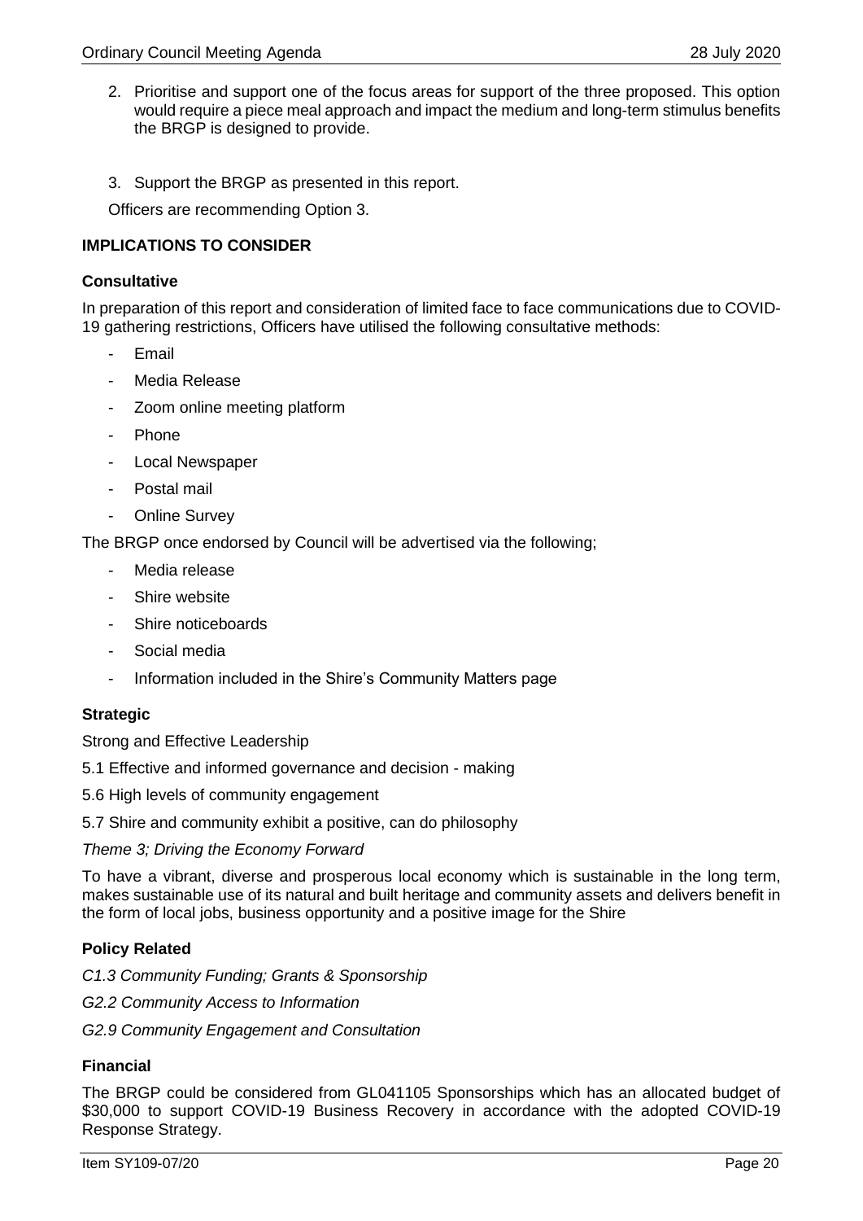2. Prioritise and support one of the focus areas for support of the three proposed. This option would require a piece meal approach and impact the medium and long-term stimulus benefits the BRGP is designed to provide.

3. Support the BRGP as presented in this report.

Officers are recommending Option 3.

**IMPLICATIONS TO CONSIDER**

**Consultative**

In preparation of this report and consideration of limited face to face communications due to COVID-19 gathering restrictions, Officers have utilised the following consultative methods:

- Email
- Media Release
- Zoom online meeting platform
- Phone
- Local Newspaper
- Postal mail
- Online Survey

The BRGP once endorsed by Council will be advertised via the following;

- Media release
- Shire website
- Shire noticeboards
- Social media
- Information included in the Shire's Community Matters page

**Strategic**

Strong and Effective Leadership

5.1 Effective and informed governance and decision - making

5.6 High levels of community engagement

5.7 Shire and community exhibit a positive, can do philosophy

*Theme 3; Driving the Economy Forward*

To have a vibrant, diverse and prosperous local economy which is sustainable in the long term, makes sustainable use of its natural and built heritage and community assets and delivers benefit in the form of local jobs, business opportunity and a positive image for the Shire

**Policy Related**

*C1.3 Community Funding; Grants & Sponsorship*

*G2.2 Community Access to Information*

*G2.9 Community Engagement and Consultation*

**Financial**

The BRGP could be considered from GL041105 Sponsorships which has an allocated budget of $30,000 to support COVID-19 Business Recovery in accordance with the adopted COVID-19 Response Strategy.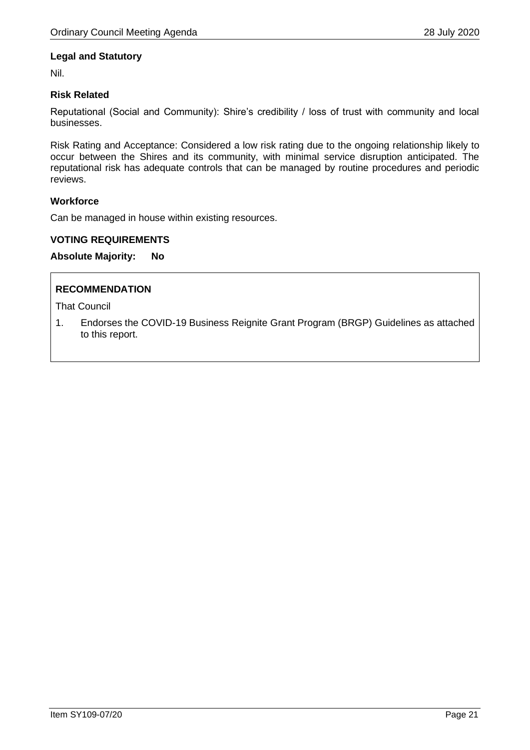**Legal and Statutory**

Nil.

**Risk Related**

Reputational (Social and Community): Shire's credibility / loss of trust with community and local businesses.

Risk Rating and Acceptance: Considered a low risk rating due to the ongoing relationship likely to occur between the Shires and its community, with minimal service disruption anticipated. The reputational risk has adequate controls that can be managed by routine procedures and periodic reviews.

**Workforce**

Can be managed in house within existing resources.

**VOTING REQUIREMENTS**

**Absolute Majority: No**

**RECOMMENDATION**

That Council

1. Endorses the COVID-19 Business Reignite Grant Program (BRGP) Guidelines as attached to this report.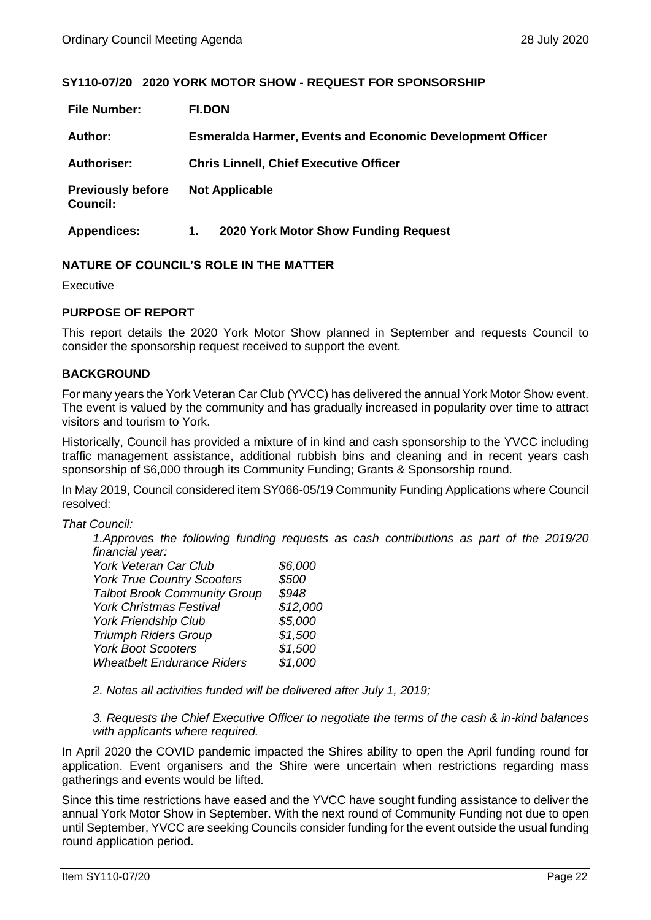## SY110-07/20 2020 YORK MOTOR SHOW - REQUEST FOR SPONSORSHIP

| | |
|---|---|
| **File Number:** | **FI.DON** |
| **Author:** | **Esmeralda Harmer, Events and Economic Development Officer** |
| **Authoriser:** | **Chris Linnell, Chief Executive Officer** |
| **Previously before Council:** | **Not Applicable** |
| **Appendices:** | **1. 2020 York Motor Show Funding Request** |

### NATURE OF COUNCIL'S ROLE IN THE MATTER

Executive

### PURPOSE OF REPORT

This report details the 2020 York Motor Show planned in September and requests Council to consider the sponsorship request received to support the event.

### BACKGROUND

For many years the York Veteran Car Club (YVCC) has delivered the annual York Motor Show event. The event is valued by the community and has gradually increased in popularity over time to attract visitors and tourism to York.

Historically, Council has provided a mixture of in kind and cash sponsorship to the YVCC including traffic management assistance, additional rubbish bins and cleaning and in recent years cash sponsorship of $6,000 through its Community Funding; Grants & Sponsorship round.

In May 2019, Council considered item SY066-05/19 Community Funding Applications where Council resolved:

*That Council:*

*1.Approves the following funding requests as cash contributions as part of the 2019/20 financial year:*

| | |
|---|---|
| *York Veteran Car Club* | *$6,000* |
| *York True Country Scooters* | *$500* |
| *Talbot Brook Community Group* | *$948* |
| *York Christmas Festival* | *$12,000* |
| *York Friendship Club* | *$5,000* |
| *Triumph Riders Group* | *$1,500* |
| *York Boot Scooters* | *$1,500* |
| *Wheatbelt Endurance Riders* | *$1,000* |

*2. Notes all activities funded will be delivered after July 1, 2019;*

*3. Requests the Chief Executive Officer to negotiate the terms of the cash & in-kind balances with applicants where required.*

In April 2020 the COVID pandemic impacted the Shires ability to open the April funding round for application. Event organisers and the Shire were uncertain when restrictions regarding mass gatherings and events would be lifted.

Since this time restrictions have eased and the YVCC have sought funding assistance to deliver the annual York Motor Show in September. With the next round of Community Funding not due to open until September, YVCC are seeking Councils consider funding for the event outside the usual funding round application period.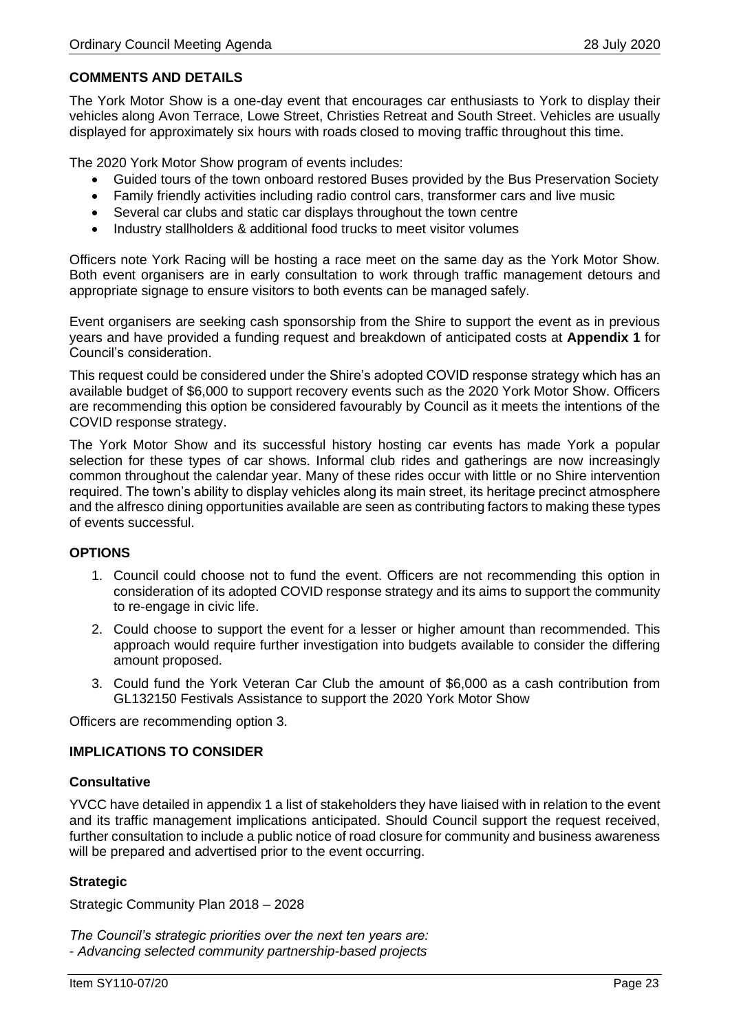## COMMENTS AND DETAILS

The York Motor Show is a one-day event that encourages car enthusiasts to York to display their vehicles along Avon Terrace, Lowe Street, Christies Retreat and South Street. Vehicles are usually displayed for approximately six hours with roads closed to moving traffic throughout this time.

The 2020 York Motor Show program of events includes:

- Guided tours of the town onboard restored Buses provided by the Bus Preservation Society
- Family friendly activities including radio control cars, transformer cars and live music
- Several car clubs and static car displays throughout the town centre
- Industry stallholders & additional food trucks to meet visitor volumes

Officers note York Racing will be hosting a race meet on the same day as the York Motor Show. Both event organisers are in early consultation to work through traffic management detours and appropriate signage to ensure visitors to both events can be managed safely.

Event organisers are seeking cash sponsorship from the Shire to support the event as in previous years and have provided a funding request and breakdown of anticipated costs at **Appendix 1** for Council's consideration.

This request could be considered under the Shire's adopted COVID response strategy which has an available budget of $6,000 to support recovery events such as the 2020 York Motor Show. Officers are recommending this option be considered favourably by Council as it meets the intentions of the COVID response strategy.

The York Motor Show and its successful history hosting car events has made York a popular selection for these types of car shows. Informal club rides and gatherings are now increasingly common throughout the calendar year. Many of these rides occur with little or no Shire intervention required. The town's ability to display vehicles along its main street, its heritage precinct atmosphere and the alfresco dining opportunities available are seen as contributing factors to making these types of events successful.

## OPTIONS

1. Council could choose not to fund the event. Officers are not recommending this option in consideration of its adopted COVID response strategy and its aims to support the community to re-engage in civic life.
2. Could choose to support the event for a lesser or higher amount than recommended. This approach would require further investigation into budgets available to consider the differing amount proposed.
3. Could fund the York Veteran Car Club the amount of $6,000 as a cash contribution from GL132150 Festivals Assistance to support the 2020 York Motor Show

Officers are recommending option 3.

## IMPLICATIONS TO CONSIDER

### Consultative

YVCC have detailed in appendix 1 a list of stakeholders they have liaised with in relation to the event and its traffic management implications anticipated. Should Council support the request received, further consultation to include a public notice of road closure for community and business awareness will be prepared and advertised prior to the event occurring.

### Strategic

Strategic Community Plan 2018 – 2028

*The Council's strategic priorities over the next ten years are:*
*- Advancing selected community partnership-based projects*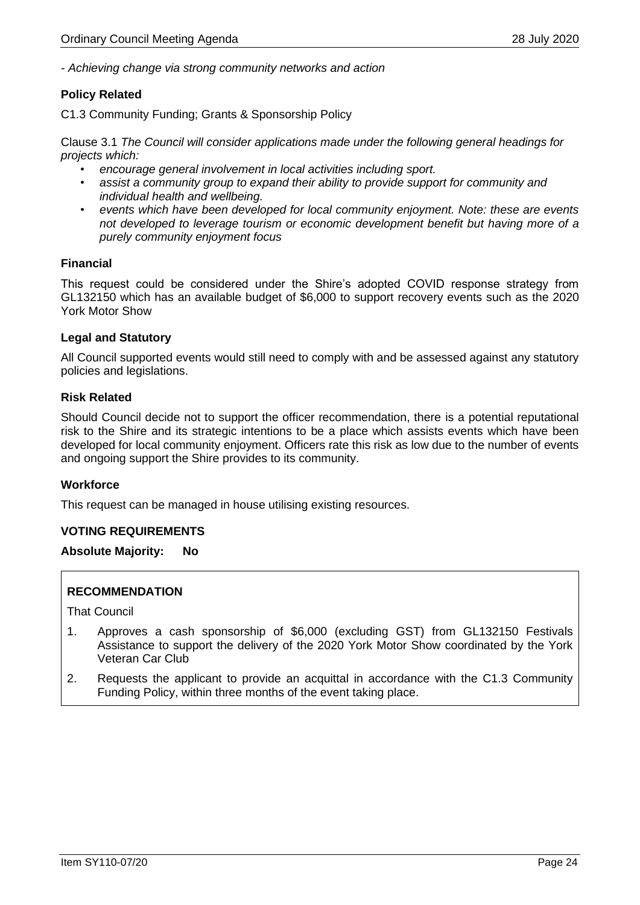*- Achieving change via strong community networks and action*

### Policy Related

C1.3 Community Funding; Grants & Sponsorship Policy

Clause 3.1 *The Council will consider applications made under the following general headings for projects which:*

- *encourage general involvement in local activities including sport.*
- *assist a community group to expand their ability to provide support for community and individual health and wellbeing.*
- *events which have been developed for local community enjoyment. Note: these are events not developed to leverage tourism or economic development benefit but having more of a purely community enjoyment focus*

### Financial

This request could be considered under the Shire's adopted COVID response strategy from GL132150 which has an available budget of $6,000 to support recovery events such as the 2020 York Motor Show

### Legal and Statutory

All Council supported events would still need to comply with and be assessed against any statutory policies and legislations.

### Risk Related

Should Council decide not to support the officer recommendation, there is a potential reputational risk to the Shire and its strategic intentions to be a place which assists events which have been developed for local community enjoyment. Officers rate this risk as low due to the number of events and ongoing support the Shire provides to its community.

### Workforce

This request can be managed in house utilising existing resources.

### VOTING REQUIREMENTS

**Absolute Majority: No**

### RECOMMENDATION

That Council

1. Approves a cash sponsorship of $6,000 (excluding GST) from GL132150 Festivals Assistance to support the delivery of the 2020 York Motor Show coordinated by the York Veteran Car Club
2. Requests the applicant to provide an acquittal in accordance with the C1.3 Community Funding Policy, within three months of the event taking place.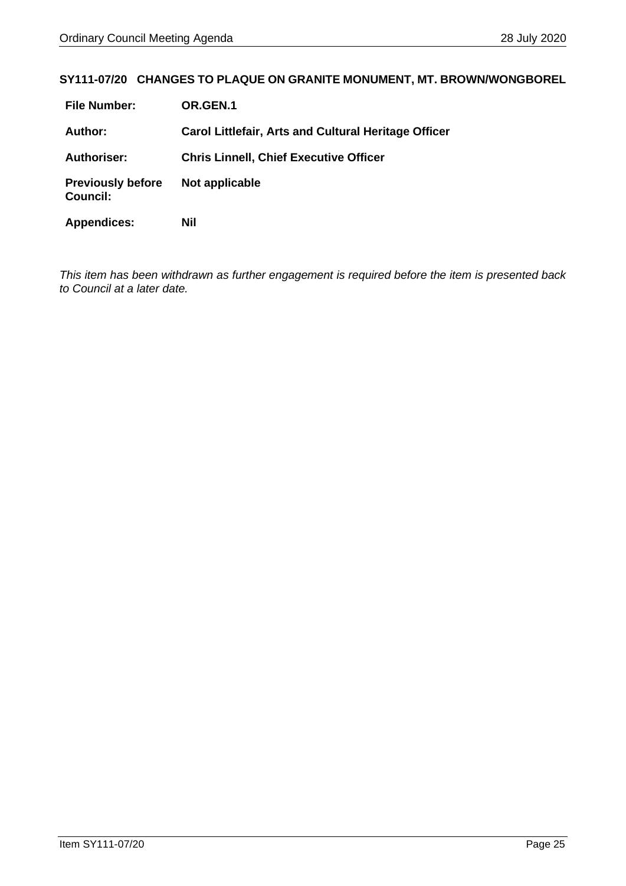## SY111-07/20 CHANGES TO PLAQUE ON GRANITE MONUMENT, MT. BROWN/WONGBOREL

| | |
|---|---|
| **File Number:** | **OR.GEN.1** |
| **Author:** | **Carol Littlefair, Arts and Cultural Heritage Officer** |
| **Authoriser:** | **Chris Linnell, Chief Executive Officer** |
| **Previously before Council:** | **Not applicable** |
| **Appendices:** | **Nil** |

*This item has been withdrawn as further engagement is required before the item is presented back to Council at a later date.*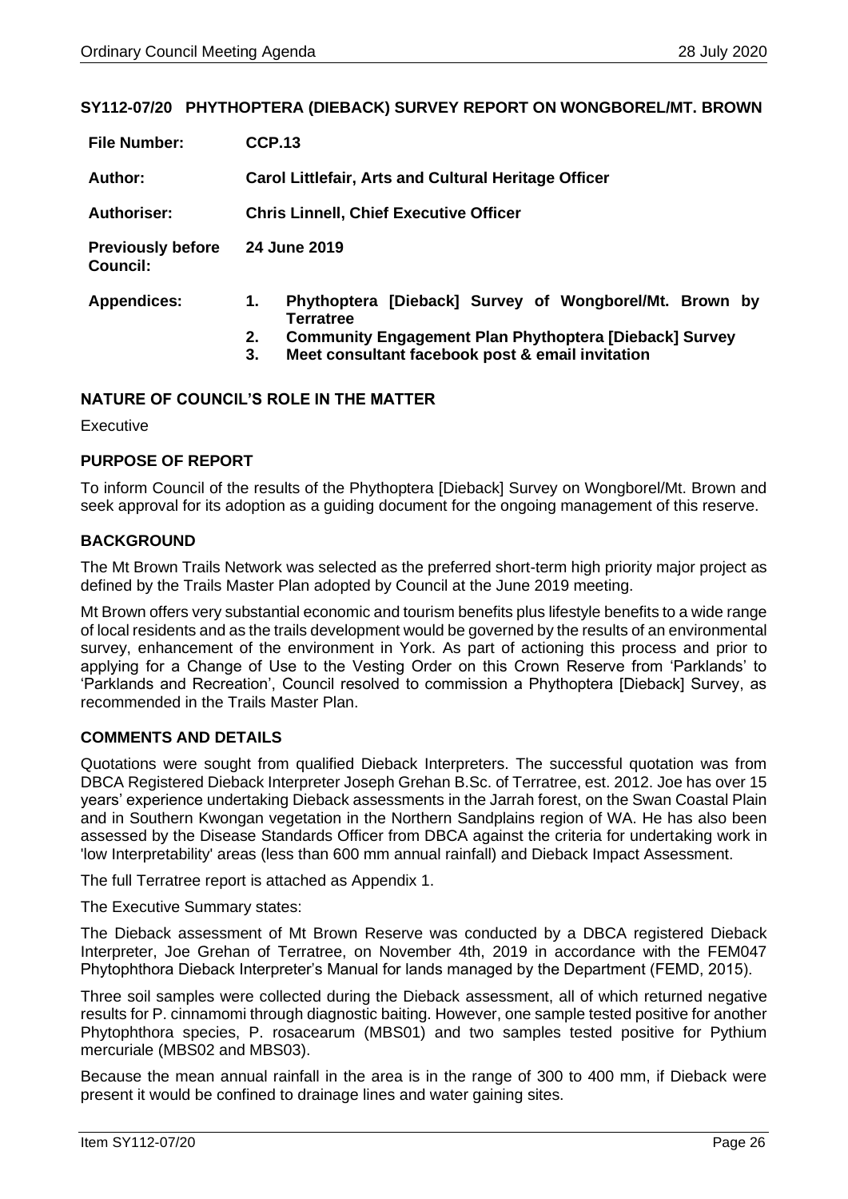## SY112-07/20 PHYTHOPTERA (DIEBACK) SURVEY REPORT ON WONGBOREL/MT. BROWN

| | |
|---|---|
| **File Number:** | **CCP.13** |
| **Author:** | **Carol Littlefair, Arts and Cultural Heritage Officer** |
| **Authoriser:** | **Chris Linnell, Chief Executive Officer** |
| **Previously before Council:** | **24 June 2019** |
| **Appendices:** | **1. Phythoptera [Dieback] Survey of Wongborel/Mt. Brown by Terratree**<br>**2. Community Engagement Plan Phythoptera [Dieback] Survey**<br>**3. Meet consultant facebook post & email invitation** |

### NATURE OF COUNCIL'S ROLE IN THE MATTER

Executive

### PURPOSE OF REPORT

To inform Council of the results of the Phythoptera [Dieback] Survey on Wongborel/Mt. Brown and seek approval for its adoption as a guiding document for the ongoing management of this reserve.

### BACKGROUND

The Mt Brown Trails Network was selected as the preferred short-term high priority major project as defined by the Trails Master Plan adopted by Council at the June 2019 meeting.

Mt Brown offers very substantial economic and tourism benefits plus lifestyle benefits to a wide range of local residents and as the trails development would be governed by the results of an environmental survey, enhancement of the environment in York. As part of actioning this process and prior to applying for a Change of Use to the Vesting Order on this Crown Reserve from 'Parklands' to 'Parklands and Recreation', Council resolved to commission a Phythoptera [Dieback] Survey, as recommended in the Trails Master Plan.

### COMMENTS AND DETAILS

Quotations were sought from qualified Dieback Interpreters. The successful quotation was from DBCA Registered Dieback Interpreter Joseph Grehan B.Sc. of Terratree, est. 2012. Joe has over 15 years' experience undertaking Dieback assessments in the Jarrah forest, on the Swan Coastal Plain and in Southern Kwongan vegetation in the Northern Sandplains region of WA. He has also been assessed by the Disease Standards Officer from DBCA against the criteria for undertaking work in 'low Interpretability' areas (less than 600 mm annual rainfall) and Dieback Impact Assessment.

The full Terratree report is attached as Appendix 1.

The Executive Summary states:

The Dieback assessment of Mt Brown Reserve was conducted by a DBCA registered Dieback Interpreter, Joe Grehan of Terratree, on November 4th, 2019 in accordance with the FEM047 Phytophthora Dieback Interpreter's Manual for lands managed by the Department (FEMD, 2015).

Three soil samples were collected during the Dieback assessment, all of which returned negative results for P. cinnamomi through diagnostic baiting. However, one sample tested positive for another Phytophthora species, P. rosacearum (MBS01) and two samples tested positive for Pythium mercuriale (MBS02 and MBS03).

Because the mean annual rainfall in the area is in the range of 300 to 400 mm, if Dieback were present it would be confined to drainage lines and water gaining sites.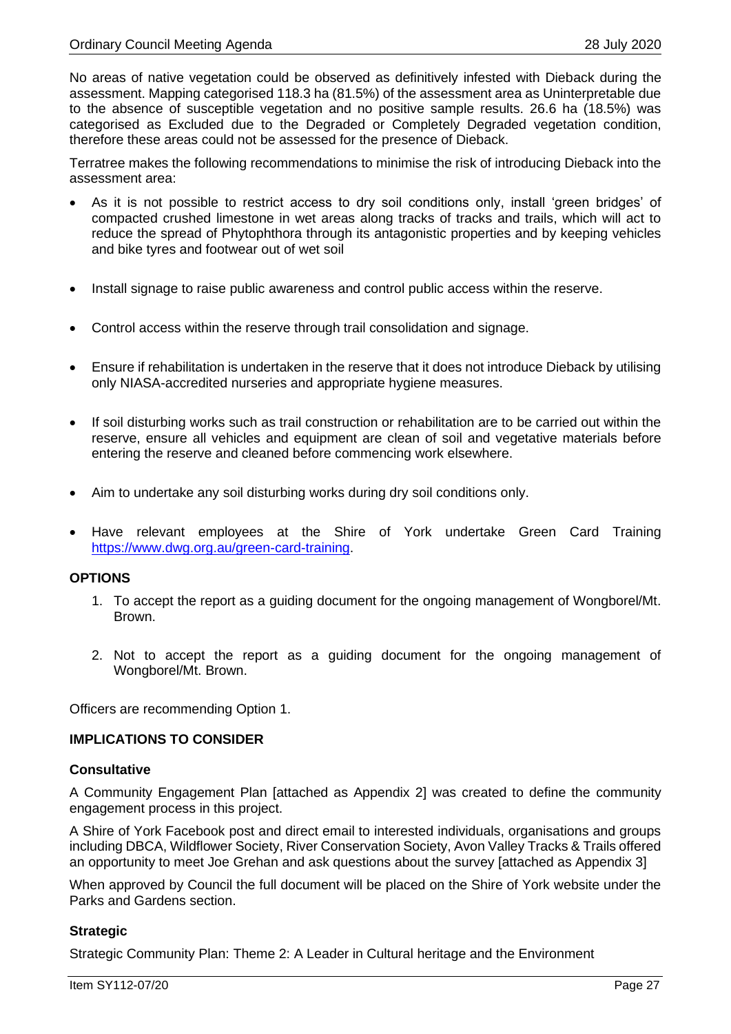No areas of native vegetation could be observed as definitively infested with Dieback during the assessment. Mapping categorised 118.3 ha (81.5%) of the assessment area as Uninterpretable due to the absence of susceptible vegetation and no positive sample results. 26.6 ha (18.5%) was categorised as Excluded due to the Degraded or Completely Degraded vegetation condition, therefore these areas could not be assessed for the presence of Dieback.

Terratree makes the following recommendations to minimise the risk of introducing Dieback into the assessment area:

- As it is not possible to restrict access to dry soil conditions only, install 'green bridges' of compacted crushed limestone in wet areas along tracks of tracks and trails, which will act to reduce the spread of Phytophthora through its antagonistic properties and by keeping vehicles and bike tyres and footwear out of wet soil
- Install signage to raise public awareness and control public access within the reserve.
- Control access within the reserve through trail consolidation and signage.
- Ensure if rehabilitation is undertaken in the reserve that it does not introduce Dieback by utilising only NIASA-accredited nurseries and appropriate hygiene measures.
- If soil disturbing works such as trail construction or rehabilitation are to be carried out within the reserve, ensure all vehicles and equipment are clean of soil and vegetative materials before entering the reserve and cleaned before commencing work elsewhere.
- Aim to undertake any soil disturbing works during dry soil conditions only.
- Have relevant employees at the Shire of York undertake Green Card Training https://www.dwg.org.au/green-card-training.

**OPTIONS**

1. To accept the report as a guiding document for the ongoing management of Wongborel/Mt. Brown.
2. Not to accept the report as a guiding document for the ongoing management of Wongborel/Mt. Brown.

Officers are recommending Option 1.

**IMPLICATIONS TO CONSIDER**

**Consultative**

A Community Engagement Plan [attached as Appendix 2] was created to define the community engagement process in this project.

A Shire of York Facebook post and direct email to interested individuals, organisations and groups including DBCA, Wildflower Society, River Conservation Society, Avon Valley Tracks & Trails offered an opportunity to meet Joe Grehan and ask questions about the survey [attached as Appendix 3]

When approved by Council the full document will be placed on the Shire of York website under the Parks and Gardens section.

**Strategic**

Strategic Community Plan: Theme 2: A Leader in Cultural heritage and the Environment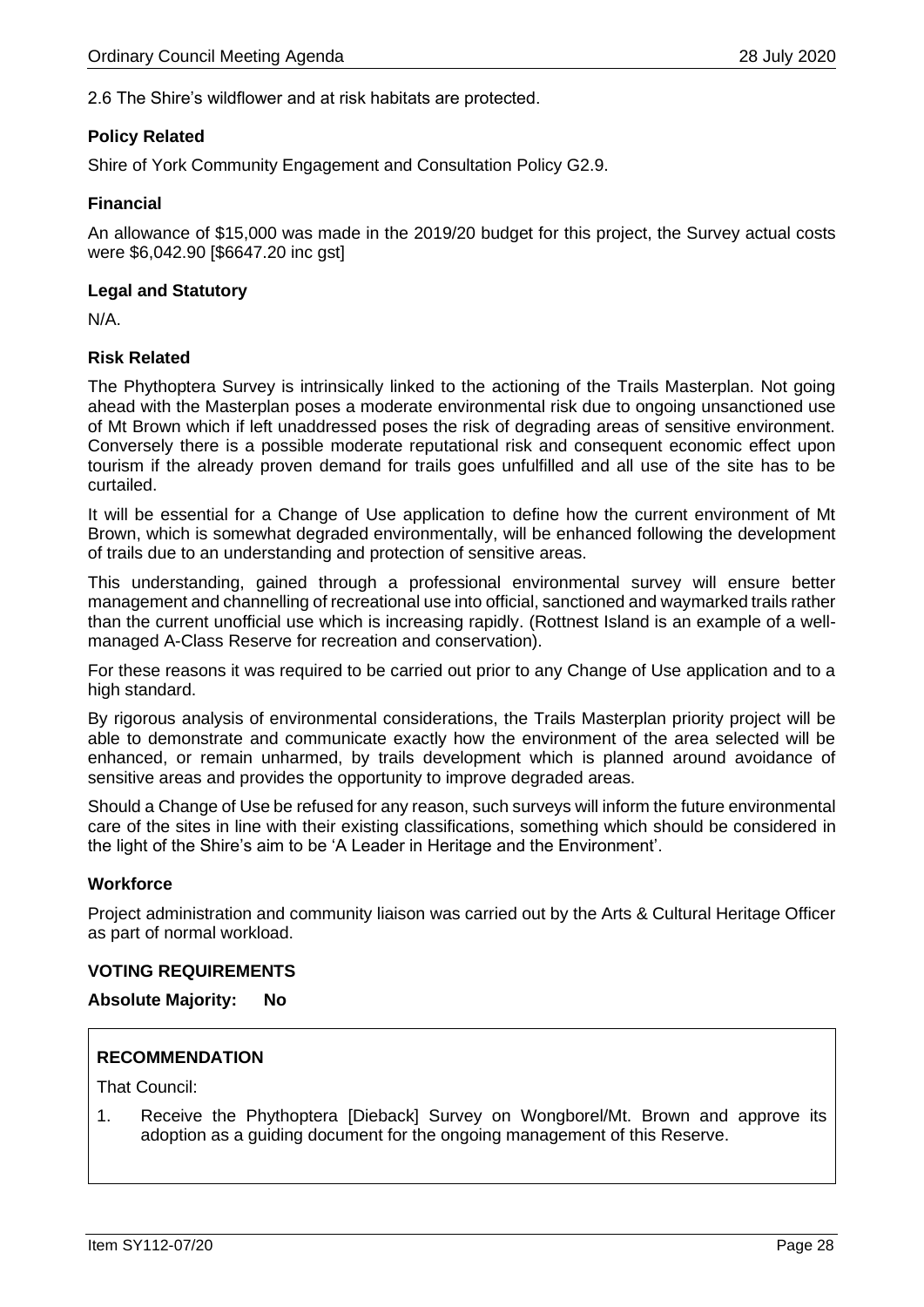2.6 The Shire's wildflower and at risk habitats are protected.

### Policy Related

Shire of York Community Engagement and Consultation Policy G2.9.

### Financial

An allowance of $15,000 was made in the 2019/20 budget for this project, the Survey actual costs were $6,042.90 [$6647.20 inc gst]

### Legal and Statutory

N/A.

### Risk Related

The Phythoptera Survey is intrinsically linked to the actioning of the Trails Masterplan. Not going ahead with the Masterplan poses a moderate environmental risk due to ongoing unsanctioned use of Mt Brown which if left unaddressed poses the risk of degrading areas of sensitive environment. Conversely there is a possible moderate reputational risk and consequent economic effect upon tourism if the already proven demand for trails goes unfulfilled and all use of the site has to be curtailed.

It will be essential for a Change of Use application to define how the current environment of Mt Brown, which is somewhat degraded environmentally, will be enhanced following the development of trails due to an understanding and protection of sensitive areas.

This understanding, gained through a professional environmental survey will ensure better management and channelling of recreational use into official, sanctioned and waymarked trails rather than the current unofficial use which is increasing rapidly. (Rottnest Island is an example of a well-managed A-Class Reserve for recreation and conservation).

For these reasons it was required to be carried out prior to any Change of Use application and to a high standard.

By rigorous analysis of environmental considerations, the Trails Masterplan priority project will be able to demonstrate and communicate exactly how the environment of the area selected will be enhanced, or remain unharmed, by trails development which is planned around avoidance of sensitive areas and provides the opportunity to improve degraded areas.

Should a Change of Use be refused for any reason, such surveys will inform the future environmental care of the sites in line with their existing classifications, something which should be considered in the light of the Shire's aim to be 'A Leader in Heritage and the Environment'.

### Workforce

Project administration and community liaison was carried out by the Arts & Cultural Heritage Officer as part of normal workload.

## VOTING REQUIREMENTS

**Absolute Majority: No**

### RECOMMENDATION

That Council:

1. Receive the Phythoptera [Dieback] Survey on Wongborel/Mt. Brown and approve its adoption as a guiding document for the ongoing management of this Reserve.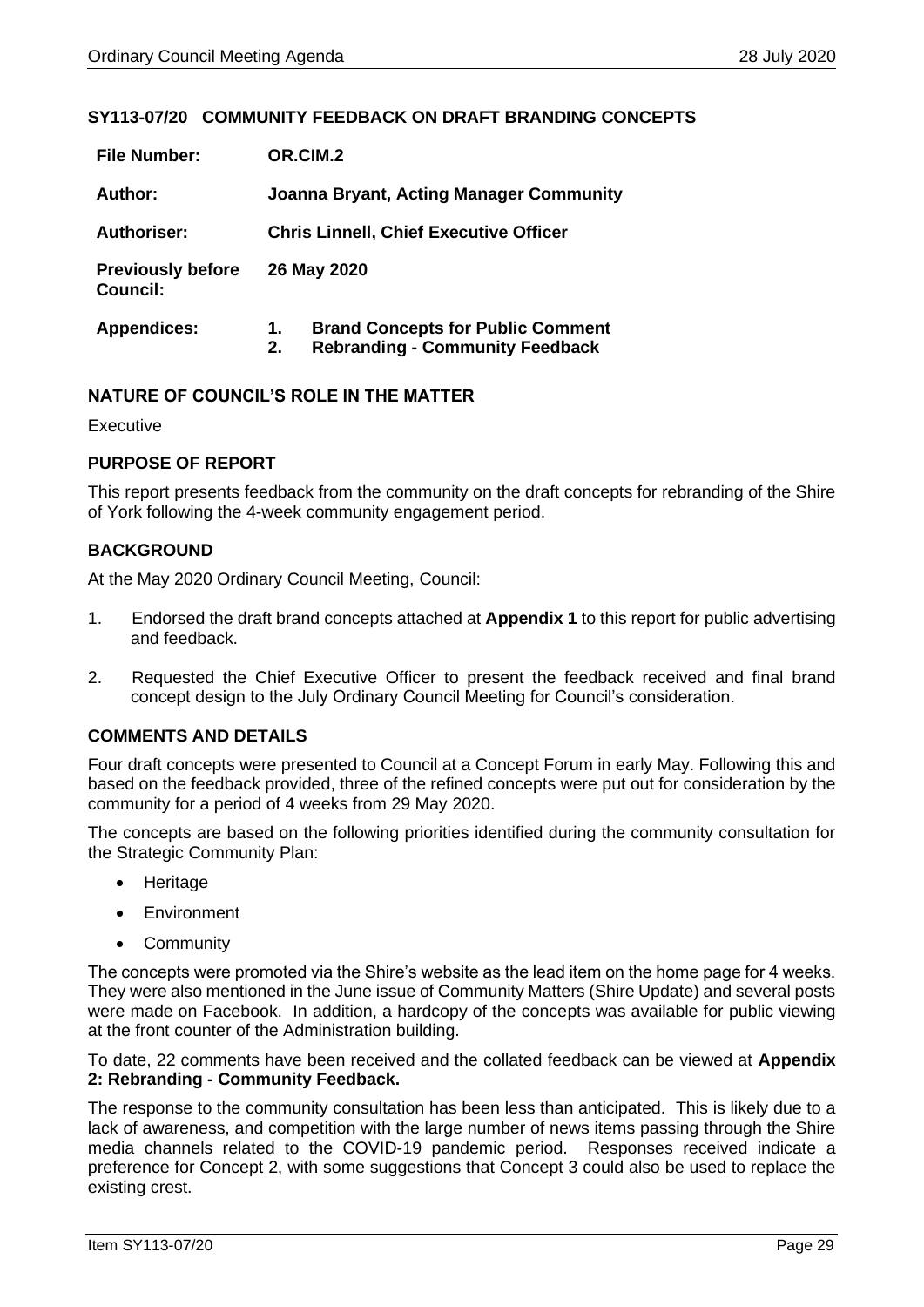## SY113-07/20 COMMUNITY FEEDBACK ON DRAFT BRANDING CONCEPTS

| | |
|---|---|
| **File Number:** | **OR.CIM.2** |
| **Author:** | **Joanna Bryant, Acting Manager Community** |
| **Authoriser:** | **Chris Linnell, Chief Executive Officer** |
| **Previously before Council:** | **26 May 2020** |
| **Appendices:** | **1. Brand Concepts for Public Comment**<br>**2. Rebranding - Community Feedback** |

### NATURE OF COUNCIL'S ROLE IN THE MATTER

Executive

### PURPOSE OF REPORT

This report presents feedback from the community on the draft concepts for rebranding of the Shire of York following the 4-week community engagement period.

### BACKGROUND

At the May 2020 Ordinary Council Meeting, Council:

1. Endorsed the draft brand concepts attached at **Appendix 1** to this report for public advertising and feedback.
2. Requested the Chief Executive Officer to present the feedback received and final brand concept design to the July Ordinary Council Meeting for Council's consideration.

### COMMENTS AND DETAILS

Four draft concepts were presented to Council at a Concept Forum in early May. Following this and based on the feedback provided, three of the refined concepts were put out for consideration by the community for a period of 4 weeks from 29 May 2020.

The concepts are based on the following priorities identified during the community consultation for the Strategic Community Plan:

- Heritage
- Environment
- Community

The concepts were promoted via the Shire's website as the lead item on the home page for 4 weeks. They were also mentioned in the June issue of Community Matters (Shire Update) and several posts were made on Facebook. In addition, a hardcopy of the concepts was available for public viewing at the front counter of the Administration building.

To date, 22 comments have been received and the collated feedback can be viewed at **Appendix 2: Rebranding - Community Feedback.**

The response to the community consultation has been less than anticipated. This is likely due to a lack of awareness, and competition with the large number of news items passing through the Shire media channels related to the COVID-19 pandemic period. Responses received indicate a preference for Concept 2, with some suggestions that Concept 3 could also be used to replace the existing crest.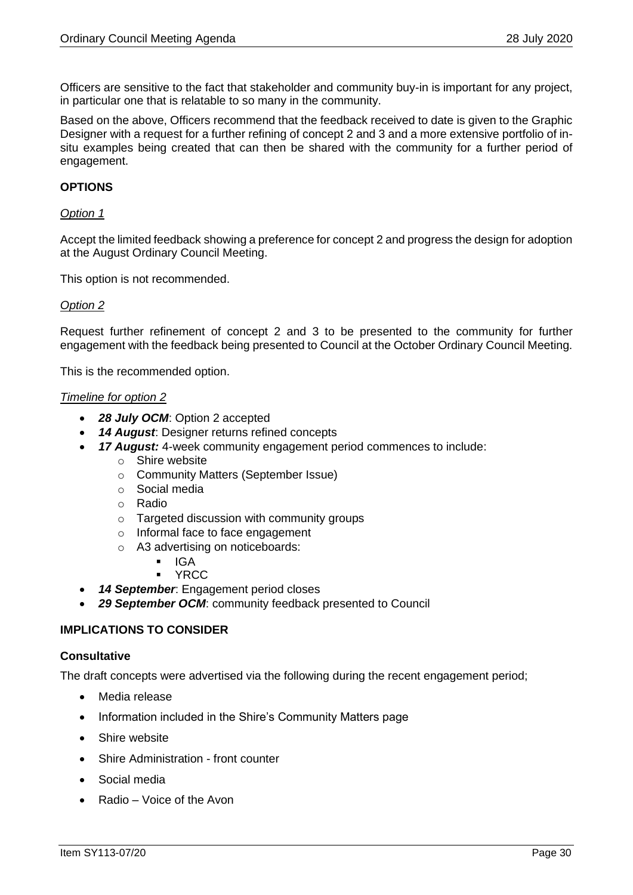Officers are sensitive to the fact that stakeholder and community buy-in is important for any project, in particular one that is relatable to so many in the community.

Based on the above, Officers recommend that the feedback received to date is given to the Graphic Designer with a request for a further refining of concept 2 and 3 and a more extensive portfolio of in-situ examples being created that can then be shared with the community for a further period of engagement.

## OPTIONS

*Option 1*

Accept the limited feedback showing a preference for concept 2 and progress the design for adoption at the August Ordinary Council Meeting.

This option is not recommended.

*Option 2*

Request further refinement of concept 2 and 3 to be presented to the community for further engagement with the feedback being presented to Council at the October Ordinary Council Meeting.

This is the recommended option.

*Timeline for option 2*

- ***28 July OCM***: Option 2 accepted
- ***14 August***: Designer returns refined concepts
- ***17 August:*** 4-week community engagement period commences to include:
  - Shire website
  - Community Matters (September Issue)
  - Social media
  - Radio
  - Targeted discussion with community groups
  - Informal face to face engagement
  - A3 advertising on noticeboards:
    - IGA
    - YRCC
- ***14 September***: Engagement period closes
- ***29 September OCM***: community feedback presented to Council

## IMPLICATIONS TO CONSIDER

### Consultative

The draft concepts were advertised via the following during the recent engagement period;

- Media release
- Information included in the Shire's Community Matters page
- Shire website
- Shire Administration - front counter
- Social media
- Radio – Voice of the Avon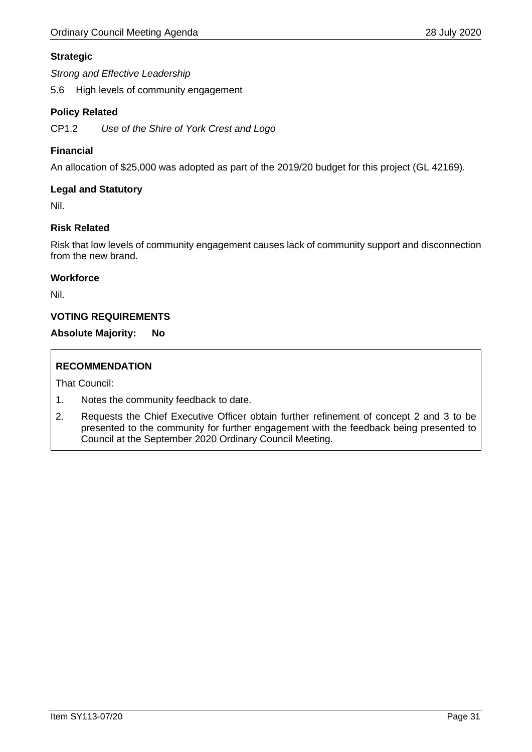**Strategic**

*Strong and Effective Leadership*

5.6 High levels of community engagement

**Policy Related**

CP1.2 *Use of the Shire of York Crest and Logo*

**Financial**

An allocation of $25,000 was adopted as part of the 2019/20 budget for this project (GL 42169).

**Legal and Statutory**

Nil.

**Risk Related**

Risk that low levels of community engagement causes lack of community support and disconnection from the new brand.

**Workforce**

Nil.

**VOTING REQUIREMENTS**

**Absolute Majority: No**

**RECOMMENDATION**

That Council:

1. Notes the community feedback to date.
2. Requests the Chief Executive Officer obtain further refinement of concept 2 and 3 to be presented to the community for further engagement with the feedback being presented to Council at the September 2020 Ordinary Council Meeting.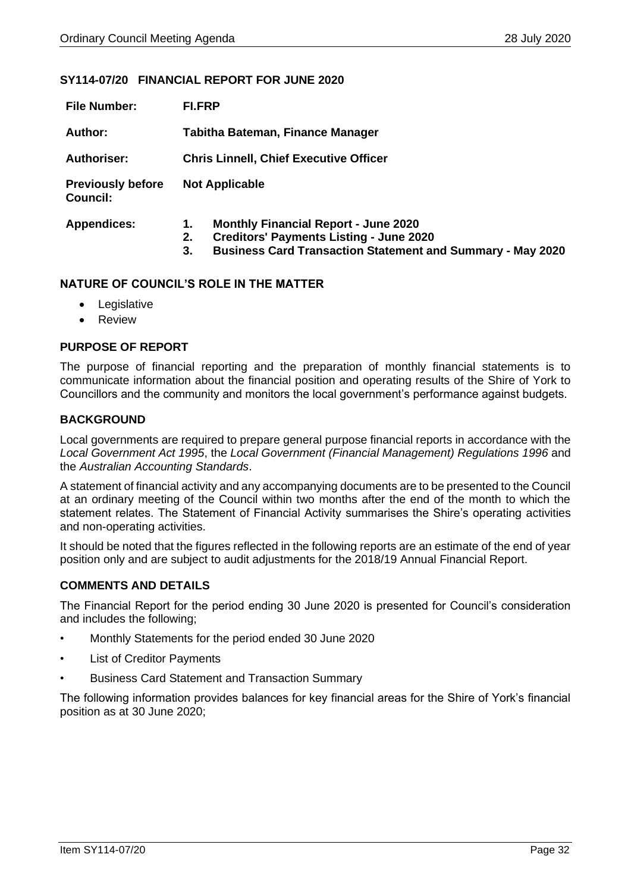### SY114-07/20 FINANCIAL REPORT FOR JUNE 2020

| | |
|---|---|
| **File Number:** | **FI.FRP** |
| **Author:** | **Tabitha Bateman, Finance Manager** |
| **Authoriser:** | **Chris Linnell, Chief Executive Officer** |
| **Previously before Council:** | **Not Applicable** |
| **Appendices:** | **1. Monthly Financial Report - June 2020**<br>**2. Creditors' Payments Listing - June 2020**<br>**3. Business Card Transaction Statement and Summary - May 2020** |

### NATURE OF COUNCIL'S ROLE IN THE MATTER

- Legislative
- Review

### PURPOSE OF REPORT

The purpose of financial reporting and the preparation of monthly financial statements is to communicate information about the financial position and operating results of the Shire of York to Councillors and the community and monitors the local government's performance against budgets.

### BACKGROUND

Local governments are required to prepare general purpose financial reports in accordance with the *Local Government Act 1995*, the *Local Government (Financial Management) Regulations 1996* and the *Australian Accounting Standards*.

A statement of financial activity and any accompanying documents are to be presented to the Council at an ordinary meeting of the Council within two months after the end of the month to which the statement relates. The Statement of Financial Activity summarises the Shire's operating activities and non-operating activities.

It should be noted that the figures reflected in the following reports are an estimate of the end of year position only and are subject to audit adjustments for the 2018/19 Annual Financial Report.

### COMMENTS AND DETAILS

The Financial Report for the period ending 30 June 2020 is presented for Council's consideration and includes the following;

- Monthly Statements for the period ended 30 June 2020
- List of Creditor Payments
- Business Card Statement and Transaction Summary

The following information provides balances for key financial areas for the Shire of York's financial position as at 30 June 2020;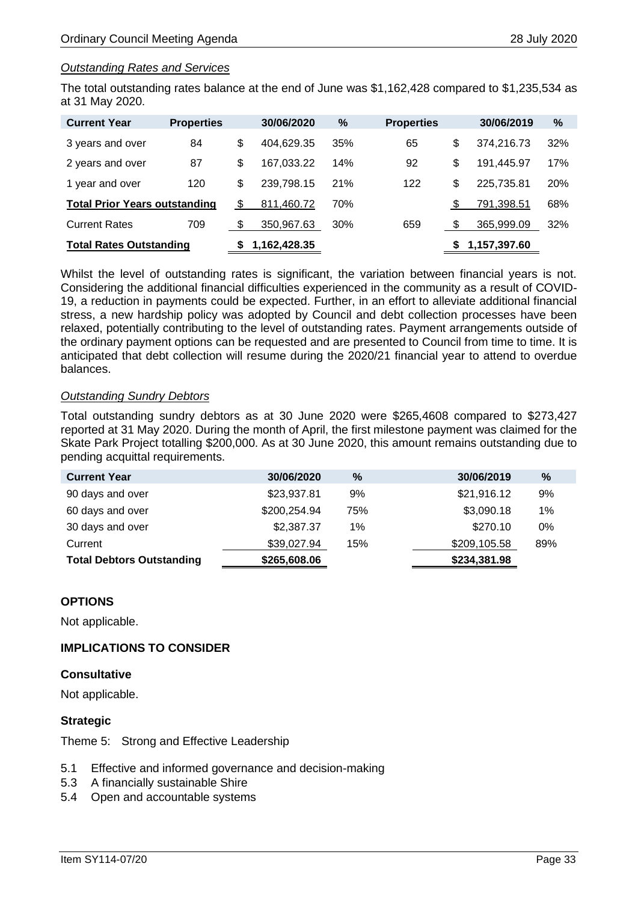*Outstanding Rates and Services*

The total outstanding rates balance at the end of June was $1,162,428 compared to $1,235,534 as at 31 May 2020.

| Current Year | Properties | 30/06/2020 | % | Properties | 30/06/2019 | % |
|---|---|---|---|---|---|---|
| 3 years and over | 84 | $ 404,629.35 | 35% | 65 | $ 374,216.73 | 32% |
| 2 years and over | 87 | $ 167,033.22 | 14% | 92 | $ 191,445.97 | 17% |
| 1 year and over | 120 | $ 239,798.15 | 21% | 122 | $ 225,735.81 | 20% |
| **Total Prior Years outstanding** | | $ 811,460.72 | 70% | | $ 791,398.51 | 68% |
| Current Rates | 709 | $ 350,967.63 | 30% | 659 | $ 365,999.09 | 32% |
| **Total Rates Outstanding** | | **$ 1,162,428.35** | | | **$ 1,157,397.60** | |

Whilst the level of outstanding rates is significant, the variation between financial years is not. Considering the additional financial difficulties experienced in the community as a result of COVID-19, a reduction in payments could be expected. Further, in an effort to alleviate additional financial stress, a new hardship policy was adopted by Council and debt collection processes have been relaxed, potentially contributing to the level of outstanding rates. Payment arrangements outside of the ordinary payment options can be requested and are presented to Council from time to time. It is anticipated that debt collection will resume during the 2020/21 financial year to attend to overdue balances.

*Outstanding Sundry Debtors*

Total outstanding sundry debtors as at 30 June 2020 were $265,4608 compared to $273,427 reported at 31 May 2020. During the month of April, the first milestone payment was claimed for the Skate Park Project totalling $200,000. As at 30 June 2020, this amount remains outstanding due to pending acquittal requirements.

| Current Year | 30/06/2020 | % | 30/06/2019 | % |
|---|---|---|---|---|
| 90 days and over | $23,937.81 | 9% | $21,916.12 | 9% |
| 60 days and over | $200,254.94 | 75% | $3,090.18 | 1% |
| 30 days and over | $2,387.37 | 1% | $270.10 | 0% |
| Current | $39,027.94 | 15% | $209,105.58 | 89% |
| **Total Debtors Outstanding** | **$265,608.06** | | **$234,381.98** | |

## OPTIONS

Not applicable.

## IMPLICATIONS TO CONSIDER

### Consultative

Not applicable.

### Strategic

Theme 5: Strong and Effective Leadership

- 5.1 Effective and informed governance and decision-making
- 5.3 A financially sustainable Shire
- 5.4 Open and accountable systems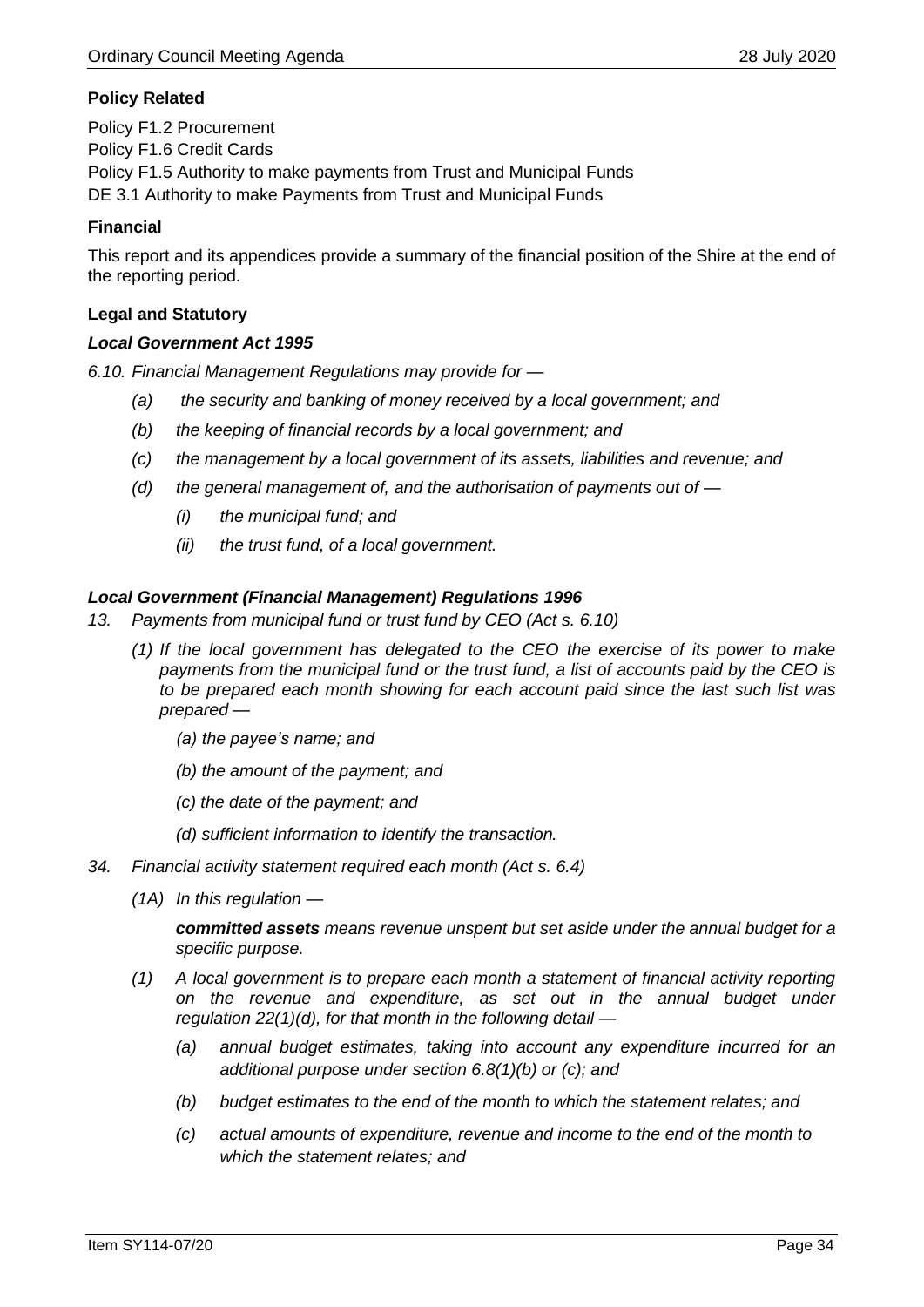**Policy Related**

Policy F1.2 Procurement
Policy F1.6 Credit Cards
Policy F1.5 Authority to make payments from Trust and Municipal Funds
DE 3.1 Authority to make Payments from Trust and Municipal Funds

**Financial**

This report and its appendices provide a summary of the financial position of the Shire at the end of the reporting period.

**Legal and Statutory**

***Local Government Act 1995***

*6.10. Financial Management Regulations may provide for —*

- *(a) the security and banking of money received by a local government; and*
- *(b) the keeping of financial records by a local government; and*
- *(c) the management by a local government of its assets, liabilities and revenue; and*
- *(d) the general management of, and the authorisation of payments out of —*
  - *(i) the municipal fund; and*
  - *(ii) the trust fund, of a local government.*

***Local Government (Financial Management) Regulations 1996***

*13. Payments from municipal fund or trust fund by CEO (Act s. 6.10)*

*(1) If the local government has delegated to the CEO the exercise of its power to make payments from the municipal fund or the trust fund, a list of accounts paid by the CEO is to be prepared each month showing for each account paid since the last such list was prepared —*

- *(a) the payee's name; and*
- *(b) the amount of the payment; and*
- *(c) the date of the payment; and*
- *(d) sufficient information to identify the transaction.*

*34. Financial activity statement required each month (Act s. 6.4)*

*(1A) In this regulation —*

***committed assets*** *means revenue unspent but set aside under the annual budget for a specific purpose.*

*(1) A local government is to prepare each month a statement of financial activity reporting on the revenue and expenditure, as set out in the annual budget under regulation 22(1)(d), for that month in the following detail —*

- *(a) annual budget estimates, taking into account any expenditure incurred for an additional purpose under section 6.8(1)(b) or (c); and*
- *(b) budget estimates to the end of the month to which the statement relates; and*
- *(c) actual amounts of expenditure, revenue and income to the end of the month to which the statement relates; and*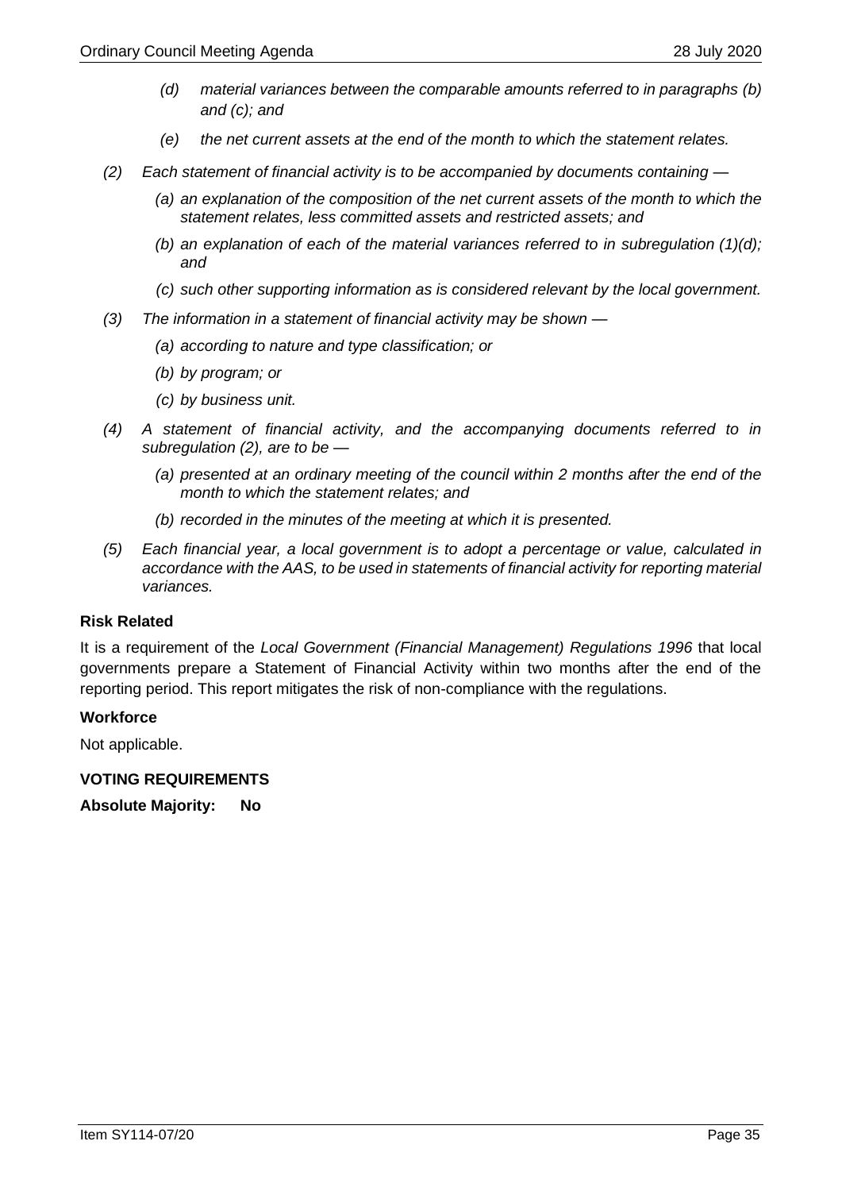*(d) material variances between the comparable amounts referred to in paragraphs (b) and (c); and*

*(e) the net current assets at the end of the month to which the statement relates.*

*(2) Each statement of financial activity is to be accompanied by documents containing —*

*(a) an explanation of the composition of the net current assets of the month to which the statement relates, less committed assets and restricted assets; and*

*(b) an explanation of each of the material variances referred to in subregulation (1)(d); and*

*(c) such other supporting information as is considered relevant by the local government.*

*(3) The information in a statement of financial activity may be shown —*

*(a) according to nature and type classification; or*

*(b) by program; or*

*(c) by business unit.*

*(4) A statement of financial activity, and the accompanying documents referred to in subregulation (2), are to be —*

*(a) presented at an ordinary meeting of the council within 2 months after the end of the month to which the statement relates; and*

*(b) recorded in the minutes of the meeting at which it is presented.*

*(5) Each financial year, a local government is to adopt a percentage or value, calculated in accordance with the AAS, to be used in statements of financial activity for reporting material variances.*

**Risk Related**

It is a requirement of the *Local Government (Financial Management) Regulations 1996* that local governments prepare a Statement of Financial Activity within two months after the end of the reporting period. This report mitigates the risk of non-compliance with the regulations.

**Workforce**

Not applicable.

**VOTING REQUIREMENTS**

**Absolute Majority: No**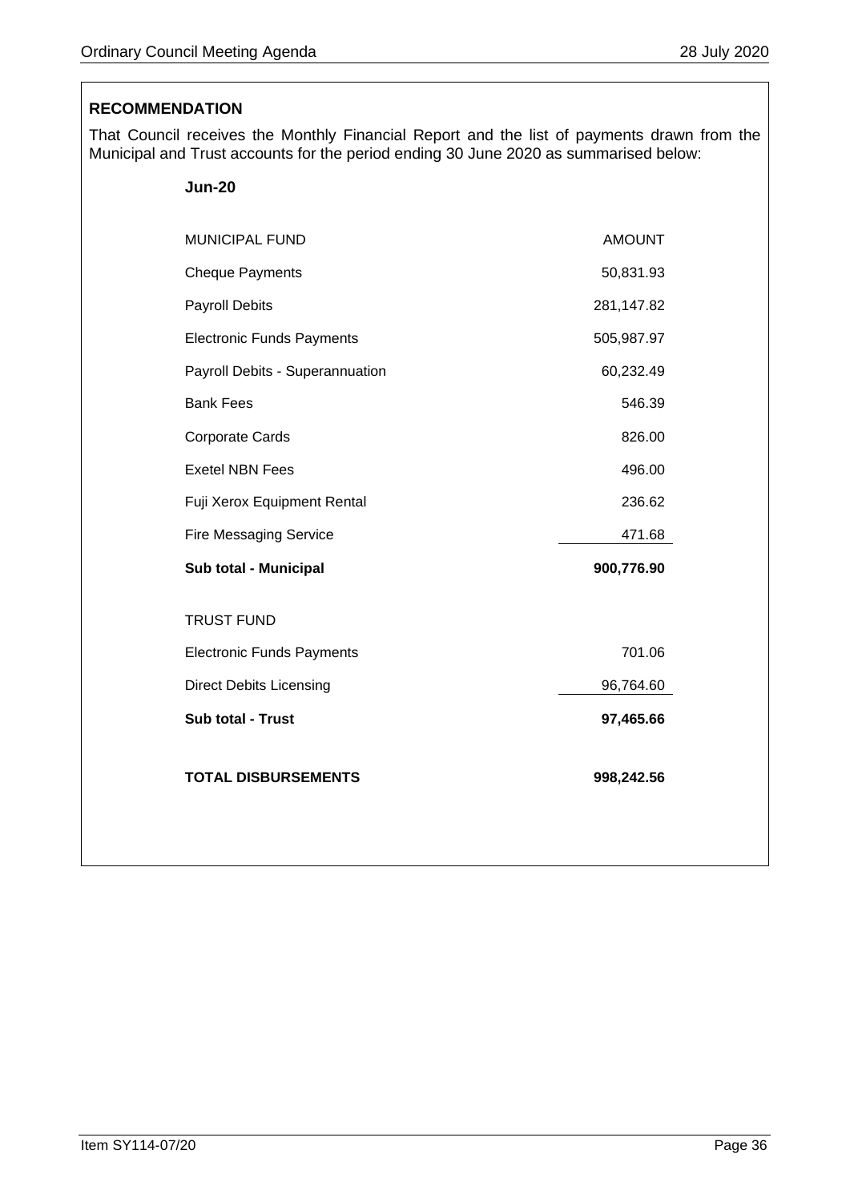**RECOMMENDATION**

That Council receives the Monthly Financial Report and the list of payments drawn from the Municipal and Trust accounts for the period ending 30 June 2020 as summarised below:

**Jun-20**

| MUNICIPAL FUND | AMOUNT |
| --- | --- |
| Cheque Payments | 50,831.93 |
| Payroll Debits | 281,147.82 |
| Electronic Funds Payments | 505,987.97 |
| Payroll Debits - Superannuation | 60,232.49 |
| Bank Fees | 546.39 |
| Corporate Cards | 826.00 |
| Exetel NBN Fees | 496.00 |
| Fuji Xerox Equipment Rental | 236.62 |
| Fire Messaging Service | 471.68 |
| **Sub total - Municipal** | **900,776.90** |
| | |
| TRUST FUND | |
| Electronic Funds Payments | 701.06 |
| Direct Debits Licensing | 96,764.60 |
| **Sub total - Trust** | **97,465.66** |
| | |
| **TOTAL DISBURSEMENTS** | **998,242.56** |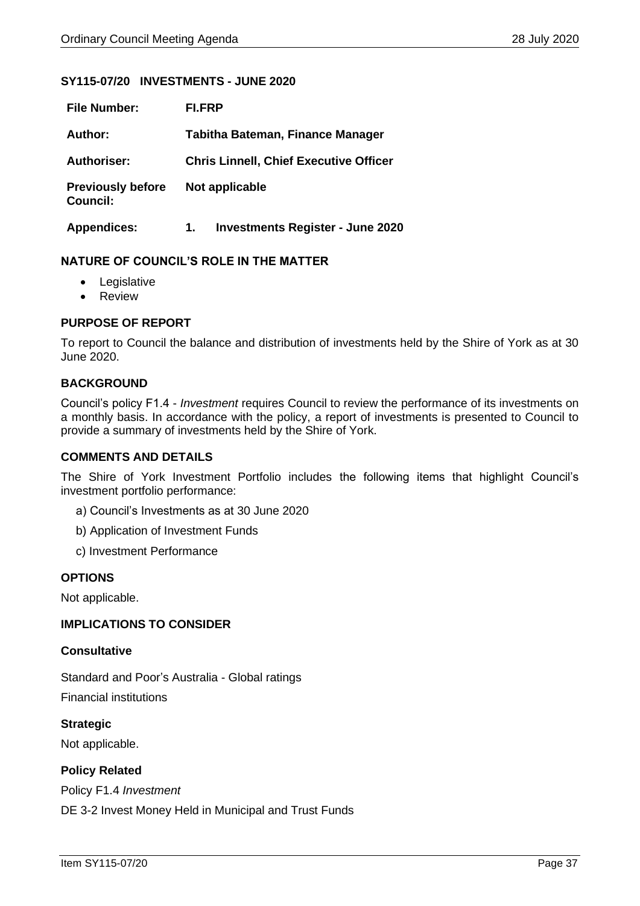## SY115-07/20 INVESTMENTS - JUNE 2020

| | |
|---|---|
| **File Number:** | **FI.FRP** |
| **Author:** | **Tabitha Bateman, Finance Manager** |
| **Authoriser:** | **Chris Linnell, Chief Executive Officer** |
| **Previously before Council:** | **Not applicable** |
| **Appendices:** | **1. Investments Register - June 2020** |

### NATURE OF COUNCIL'S ROLE IN THE MATTER

- Legislative
- Review

### PURPOSE OF REPORT

To report to Council the balance and distribution of investments held by the Shire of York as at 30 June 2020.

### BACKGROUND

Council's policy F1.4 - *Investment* requires Council to review the performance of its investments on a monthly basis. In accordance with the policy, a report of investments is presented to Council to provide a summary of investments held by the Shire of York.

### COMMENTS AND DETAILS

The Shire of York Investment Portfolio includes the following items that highlight Council's investment portfolio performance:

a) Council's Investments as at 30 June 2020

b) Application of Investment Funds

c) Investment Performance

### OPTIONS

Not applicable.

### IMPLICATIONS TO CONSIDER

#### Consultative

Standard and Poor's Australia - Global ratings

Financial institutions

#### Strategic

Not applicable.

#### Policy Related

Policy F1.4 *Investment*

DE 3-2 Invest Money Held in Municipal and Trust Funds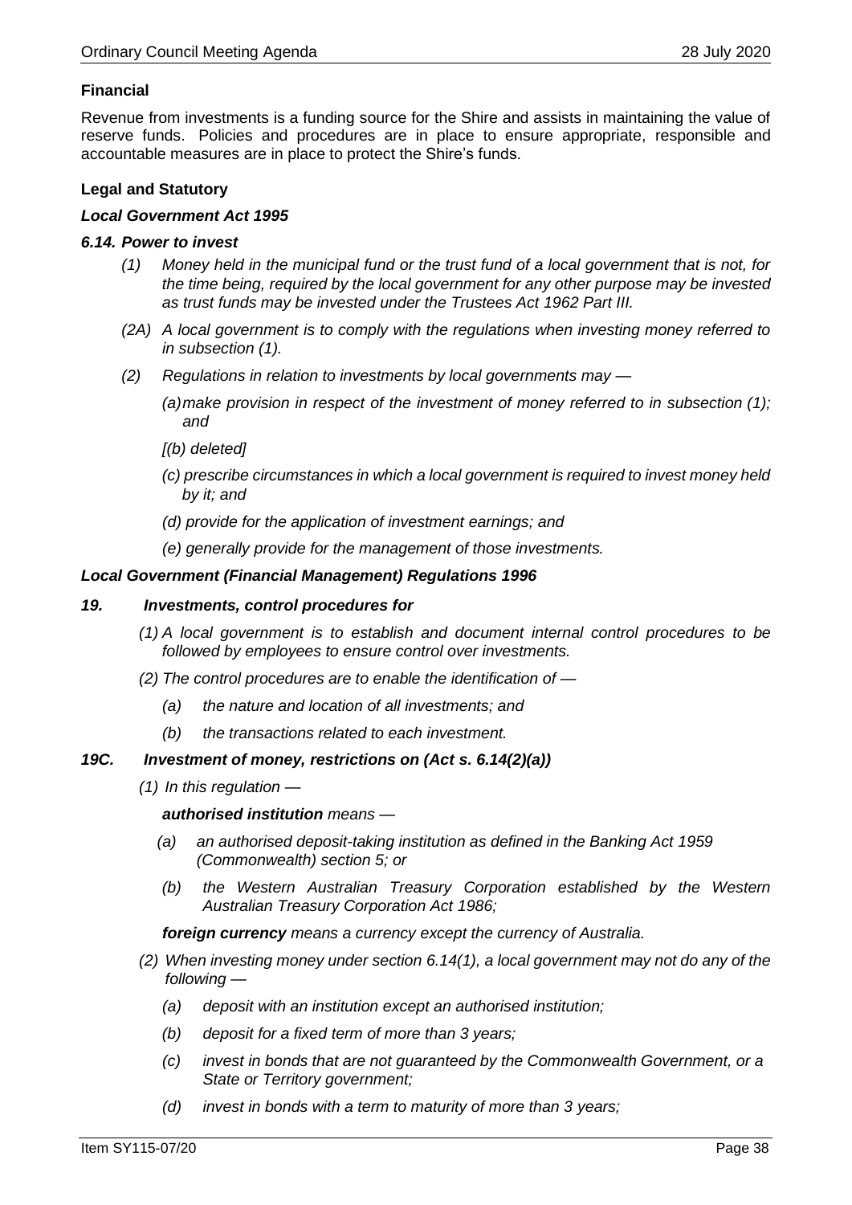**Financial**

Revenue from investments is a funding source for the Shire and assists in maintaining the value of reserve funds. Policies and procedures are in place to ensure appropriate, responsible and accountable measures are in place to protect the Shire's funds.

**Legal and Statutory**

***Local Government Act 1995***

***6.14. Power to invest***

*(1) Money held in the municipal fund or the trust fund of a local government that is not, for the time being, required by the local government for any other purpose may be invested as trust funds may be invested under the Trustees Act 1962 Part III.*

*(2A) A local government is to comply with the regulations when investing money referred to in subsection (1).*

*(2) Regulations in relation to investments by local governments may —*

*(a) make provision in respect of the investment of money referred to in subsection (1); and*

*[(b) deleted]*

*(c) prescribe circumstances in which a local government is required to invest money held by it; and*

*(d) provide for the application of investment earnings; and*

*(e) generally provide for the management of those investments.*

***Local Government (Financial Management) Regulations 1996***

***19. Investments, control procedures for***

*(1) A local government is to establish and document internal control procedures to be followed by employees to ensure control over investments.*

*(2) The control procedures are to enable the identification of —*

*(a) the nature and location of all investments; and*

*(b) the transactions related to each investment.*

***19C. Investment of money, restrictions on (Act s. 6.14(2)(a))***

*(1) In this regulation —*

***authorised institution*** *means —*

*(a) an authorised deposit-taking institution as defined in the Banking Act 1959 (Commonwealth) section 5; or*

*(b) the Western Australian Treasury Corporation established by the Western Australian Treasury Corporation Act 1986;*

***foreign currency*** *means a currency except the currency of Australia.*

*(2) When investing money under section 6.14(1), a local government may not do any of the following —*

*(a) deposit with an institution except an authorised institution;*

*(b) deposit for a fixed term of more than 3 years;*

*(c) invest in bonds that are not guaranteed by the Commonwealth Government, or a State or Territory government;*

*(d) invest in bonds with a term to maturity of more than 3 years;*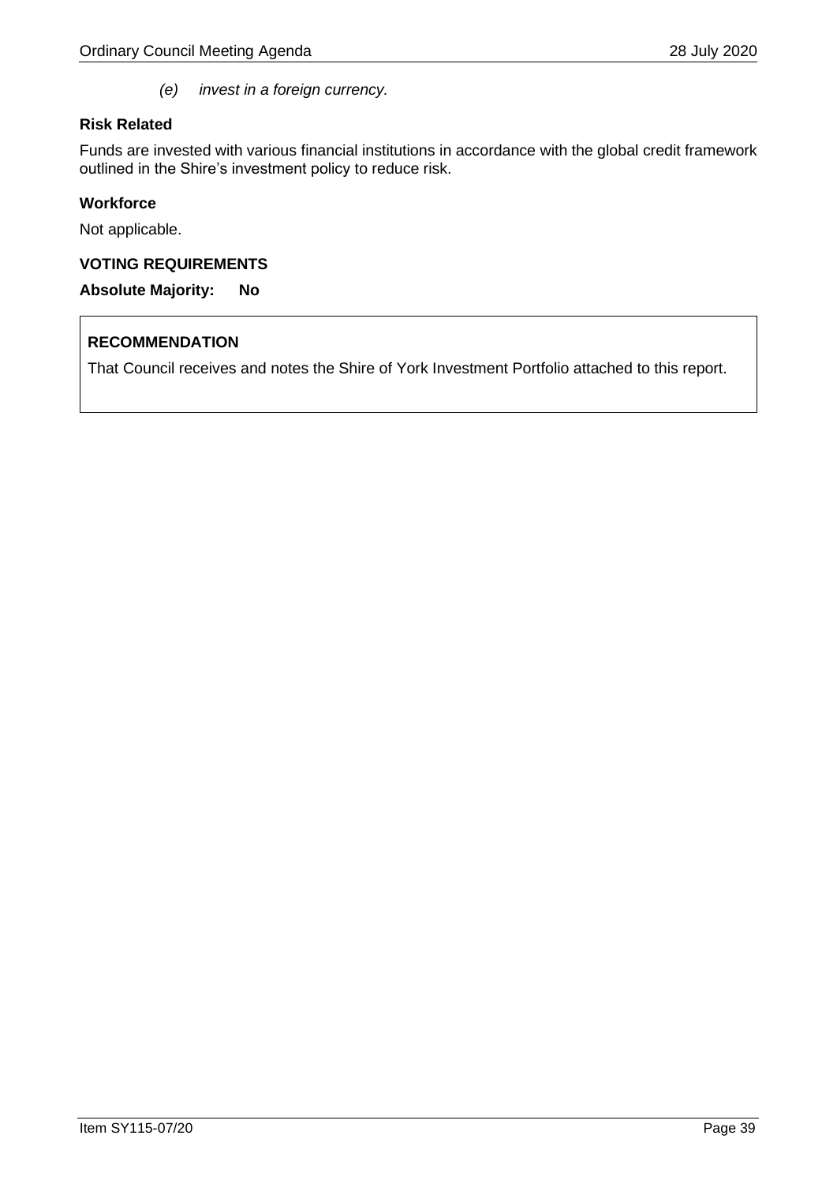*(e) invest in a foreign currency.*

**Risk Related**

Funds are invested with various financial institutions in accordance with the global credit framework outlined in the Shire's investment policy to reduce risk.

**Workforce**

Not applicable.

**VOTING REQUIREMENTS**

**Absolute Majority: No**

**RECOMMENDATION**

That Council receives and notes the Shire of York Investment Portfolio attached to this report.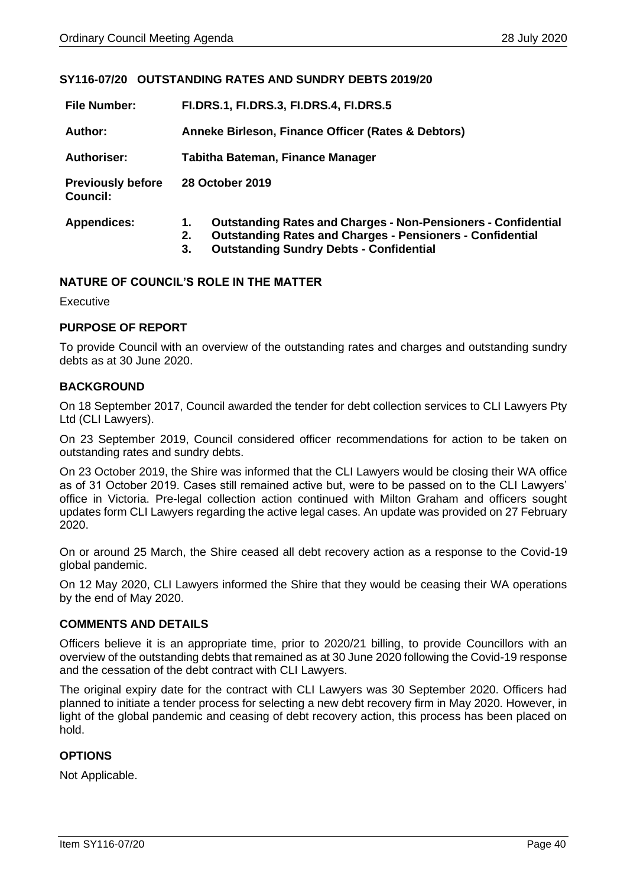### SY116-07/20 OUTSTANDING RATES AND SUNDRY DEBTS 2019/20

| | |
|---|---|
| **File Number:** | **FI.DRS.1, FI.DRS.3, FI.DRS.4, FI.DRS.5** |
| **Author:** | **Anneke Birleson, Finance Officer (Rates & Debtors)** |
| **Authoriser:** | **Tabitha Bateman, Finance Manager** |
| **Previously before Council:** | **28 October 2019** |
| **Appendices:** | **1. Outstanding Rates and Charges - Non-Pensioners - Confidential**<br>**2. Outstanding Rates and Charges - Pensioners - Confidential**<br>**3. Outstanding Sundry Debts - Confidential** |

#### NATURE OF COUNCIL'S ROLE IN THE MATTER

Executive

#### PURPOSE OF REPORT

To provide Council with an overview of the outstanding rates and charges and outstanding sundry debts as at 30 June 2020.

#### BACKGROUND

On 18 September 2017, Council awarded the tender for debt collection services to CLI Lawyers Pty Ltd (CLI Lawyers).

On 23 September 2019, Council considered officer recommendations for action to be taken on outstanding rates and sundry debts.

On 23 October 2019, the Shire was informed that the CLI Lawyers would be closing their WA office as of 31 October 2019. Cases still remained active but, were to be passed on to the CLI Lawyers' office in Victoria. Pre-legal collection action continued with Milton Graham and officers sought updates form CLI Lawyers regarding the active legal cases. An update was provided on 27 February 2020.

On or around 25 March, the Shire ceased all debt recovery action as a response to the Covid-19 global pandemic.

On 12 May 2020, CLI Lawyers informed the Shire that they would be ceasing their WA operations by the end of May 2020.

#### COMMENTS AND DETAILS

Officers believe it is an appropriate time, prior to 2020/21 billing, to provide Councillors with an overview of the outstanding debts that remained as at 30 June 2020 following the Covid-19 response and the cessation of the debt contract with CLI Lawyers.

The original expiry date for the contract with CLI Lawyers was 30 September 2020. Officers had planned to initiate a tender process for selecting a new debt recovery firm in May 2020. However, in light of the global pandemic and ceasing of debt recovery action, this process has been placed on hold.

#### OPTIONS

Not Applicable.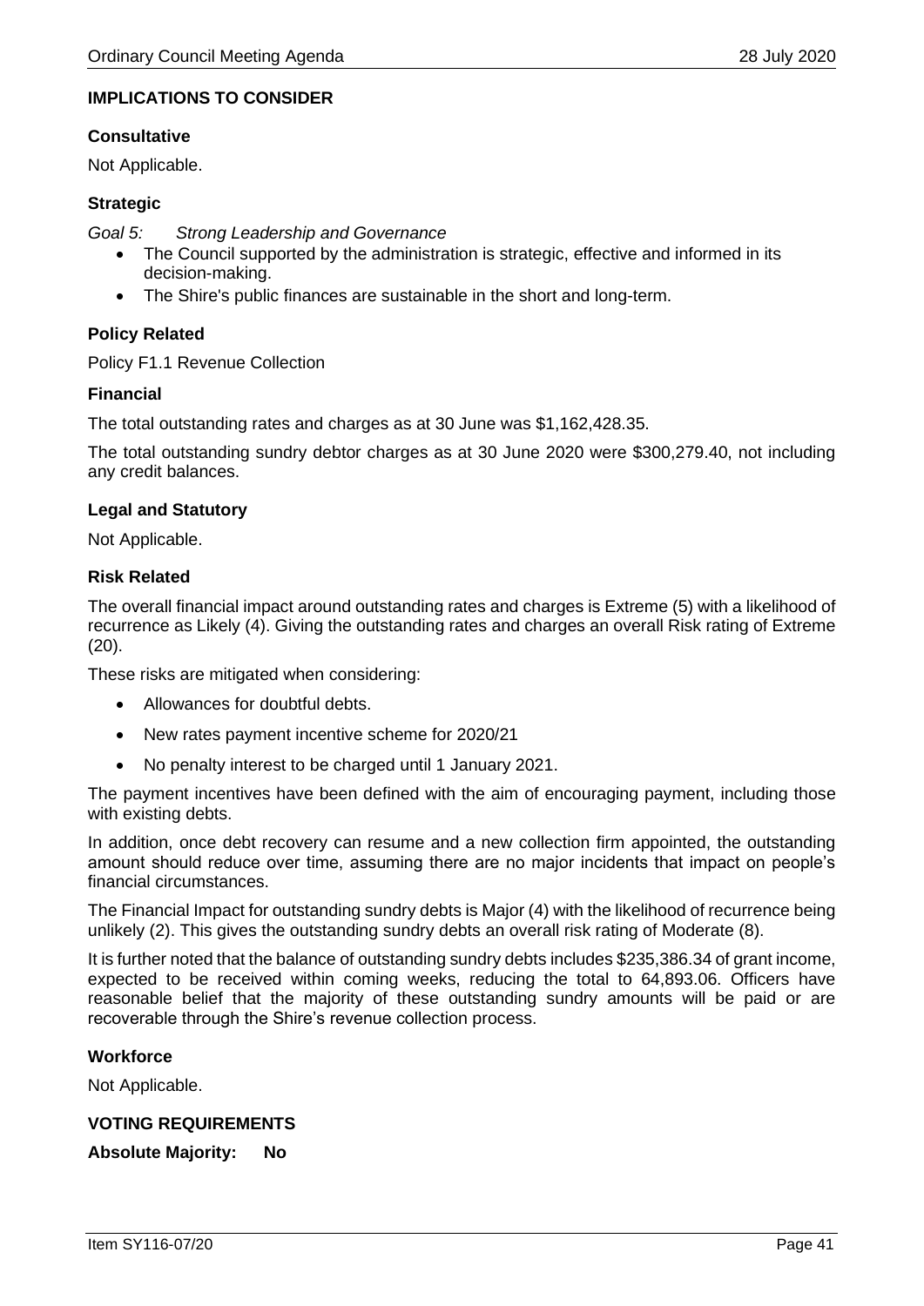**IMPLICATIONS TO CONSIDER**

**Consultative**

Not Applicable.

**Strategic**

*Goal 5: Strong Leadership and Governance*

- The Council supported by the administration is strategic, effective and informed in its decision-making.
- The Shire's public finances are sustainable in the short and long-term.

**Policy Related**

Policy F1.1 Revenue Collection

**Financial**

The total outstanding rates and charges as at 30 June was $1,162,428.35.

The total outstanding sundry debtor charges as at 30 June 2020 were $300,279.40, not including any credit balances.

**Legal and Statutory**

Not Applicable.

**Risk Related**

The overall financial impact around outstanding rates and charges is Extreme (5) with a likelihood of recurrence as Likely (4). Giving the outstanding rates and charges an overall Risk rating of Extreme (20).

These risks are mitigated when considering:

- Allowances for doubtful debts.
- New rates payment incentive scheme for 2020/21
- No penalty interest to be charged until 1 January 2021.

The payment incentives have been defined with the aim of encouraging payment, including those with existing debts.

In addition, once debt recovery can resume and a new collection firm appointed, the outstanding amount should reduce over time, assuming there are no major incidents that impact on people's financial circumstances.

The Financial Impact for outstanding sundry debts is Major (4) with the likelihood of recurrence being unlikely (2). This gives the outstanding sundry debts an overall risk rating of Moderate (8).

It is further noted that the balance of outstanding sundry debts includes $235,386.34 of grant income, expected to be received within coming weeks, reducing the total to 64,893.06. Officers have reasonable belief that the majority of these outstanding sundry amounts will be paid or are recoverable through the Shire's revenue collection process.

**Workforce**

Not Applicable.

**VOTING REQUIREMENTS**

**Absolute Majority: No**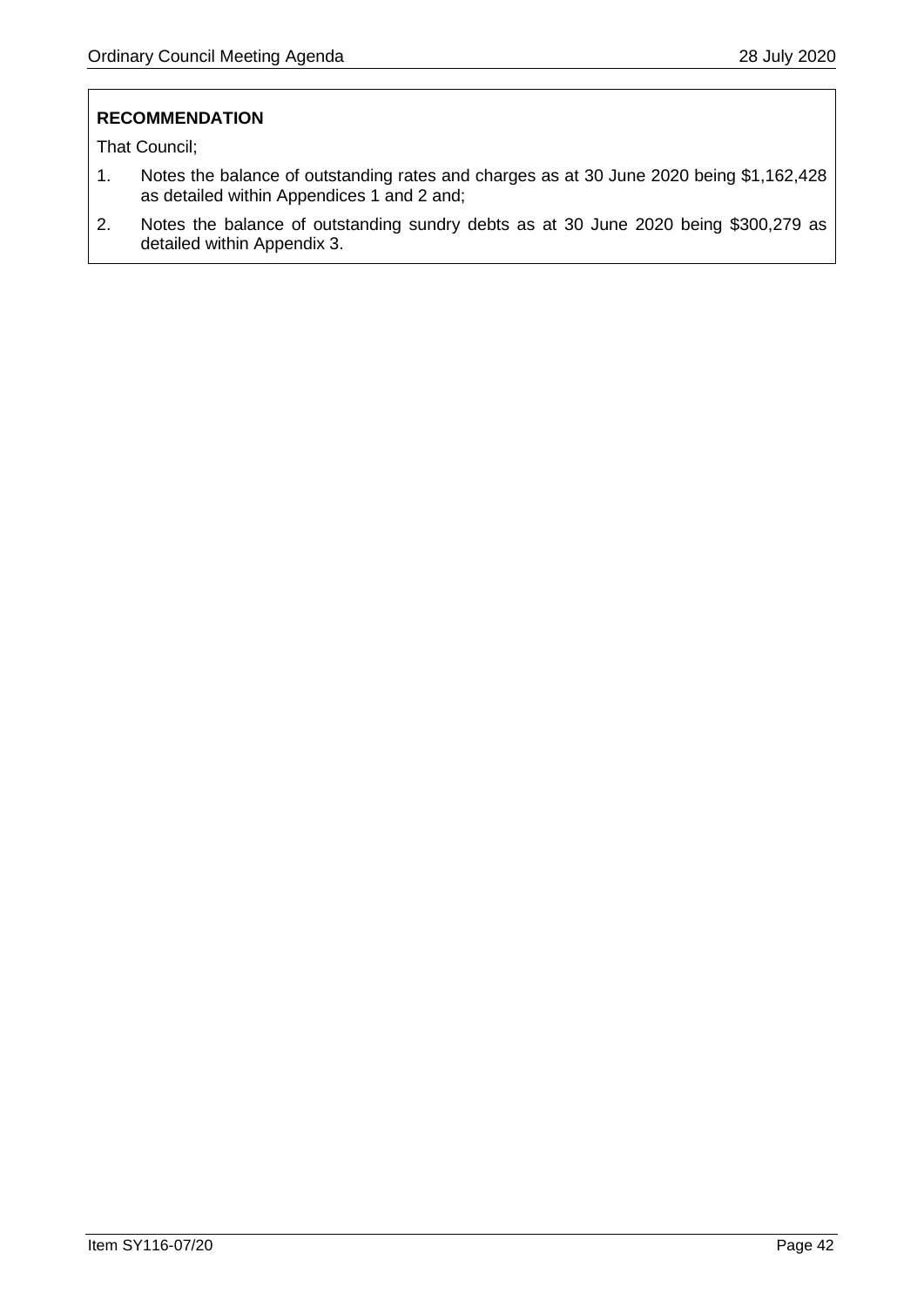**RECOMMENDATION**

That Council;

1. Notes the balance of outstanding rates and charges as at 30 June 2020 being $1,162,428 as detailed within Appendices 1 and 2 and;
2. Notes the balance of outstanding sundry debts as at 30 June 2020 being $300,279 as detailed within Appendix 3.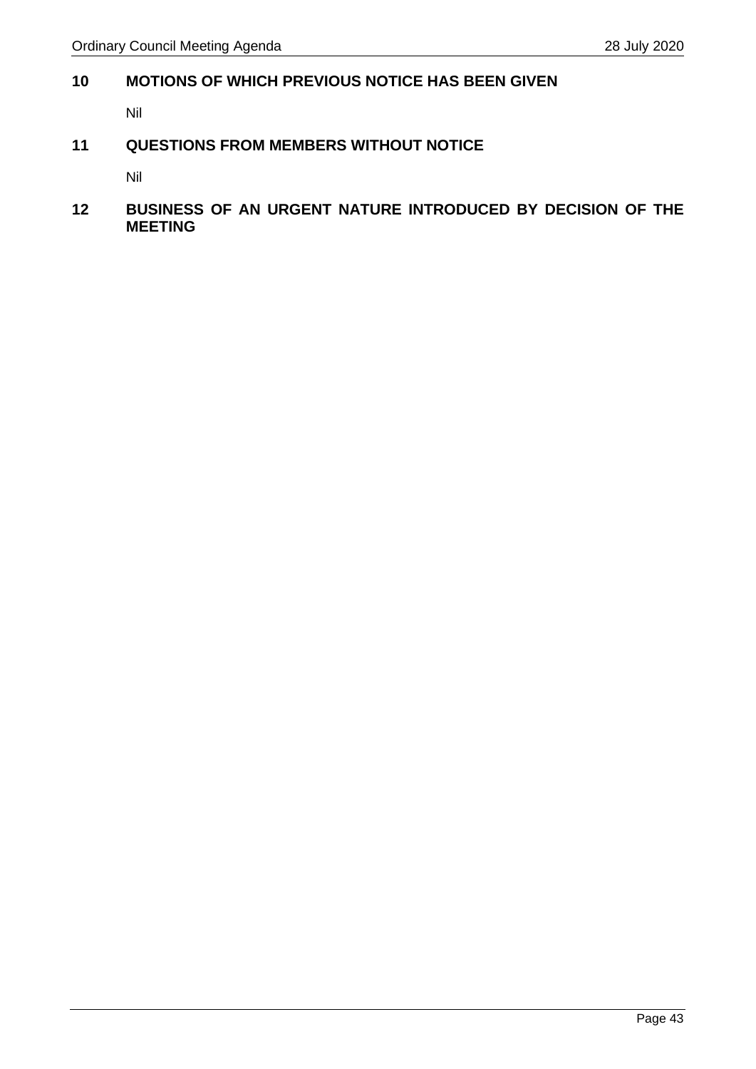## 10 MOTIONS OF WHICH PREVIOUS NOTICE HAS BEEN GIVEN

Nil

## 11 QUESTIONS FROM MEMBERS WITHOUT NOTICE

Nil

## 12 BUSINESS OF AN URGENT NATURE INTRODUCED BY DECISION OF THE MEETING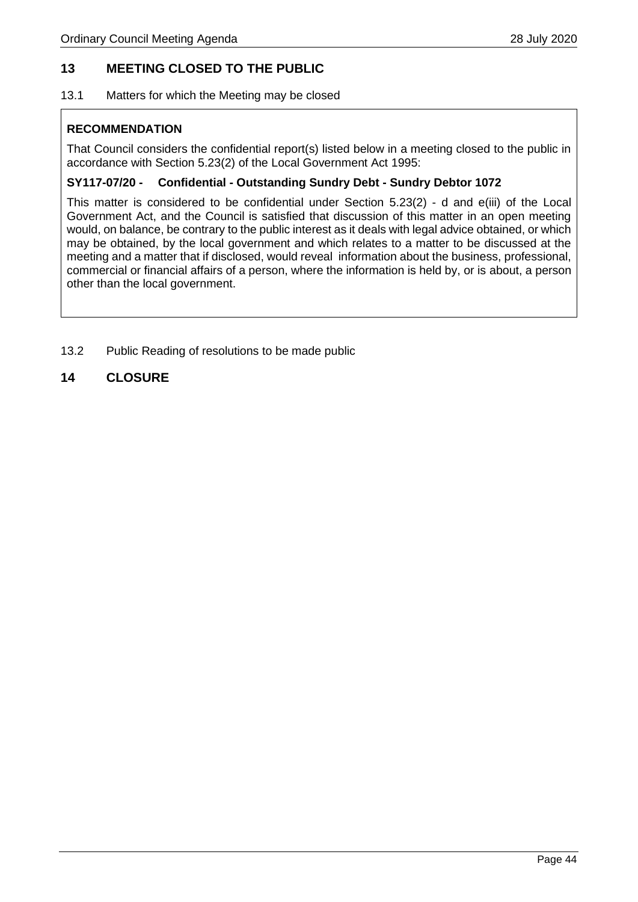## 13 MEETING CLOSED TO THE PUBLIC

13.1 Matters for which the Meeting may be closed

**RECOMMENDATION**

That Council considers the confidential report(s) listed below in a meeting closed to the public in accordance with Section 5.23(2) of the Local Government Act 1995:

**SY117-07/20 - Confidential - Outstanding Sundry Debt - Sundry Debtor 1072**

This matter is considered to be confidential under Section 5.23(2) - d and e(iii) of the Local Government Act, and the Council is satisfied that discussion of this matter in an open meeting would, on balance, be contrary to the public interest as it deals with legal advice obtained, or which may be obtained, by the local government and which relates to a matter to be discussed at the meeting and a matter that if disclosed, would reveal information about the business, professional, commercial or financial affairs of a person, where the information is held by, or is about, a person other than the local government.

13.2 Public Reading of resolutions to be made public

## 14 CLOSURE